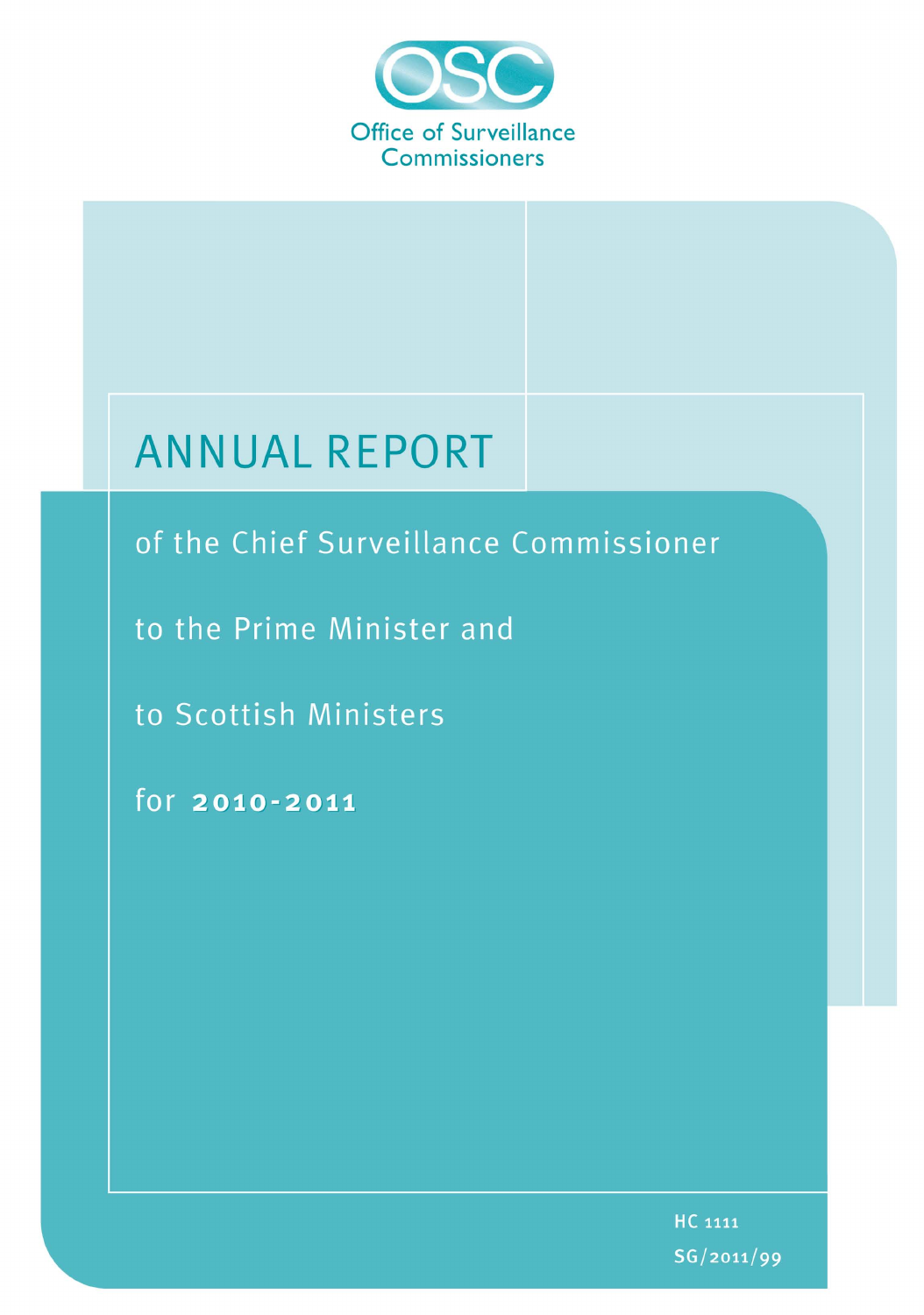OSC

Office of Surveillance Commissioners

# ANNUAL REPORT

of the Chief Surveillance Commissioner

to the Prime Minister and

to Scottish Ministers

for **2010-2011**

HC 1111

SG/2011/99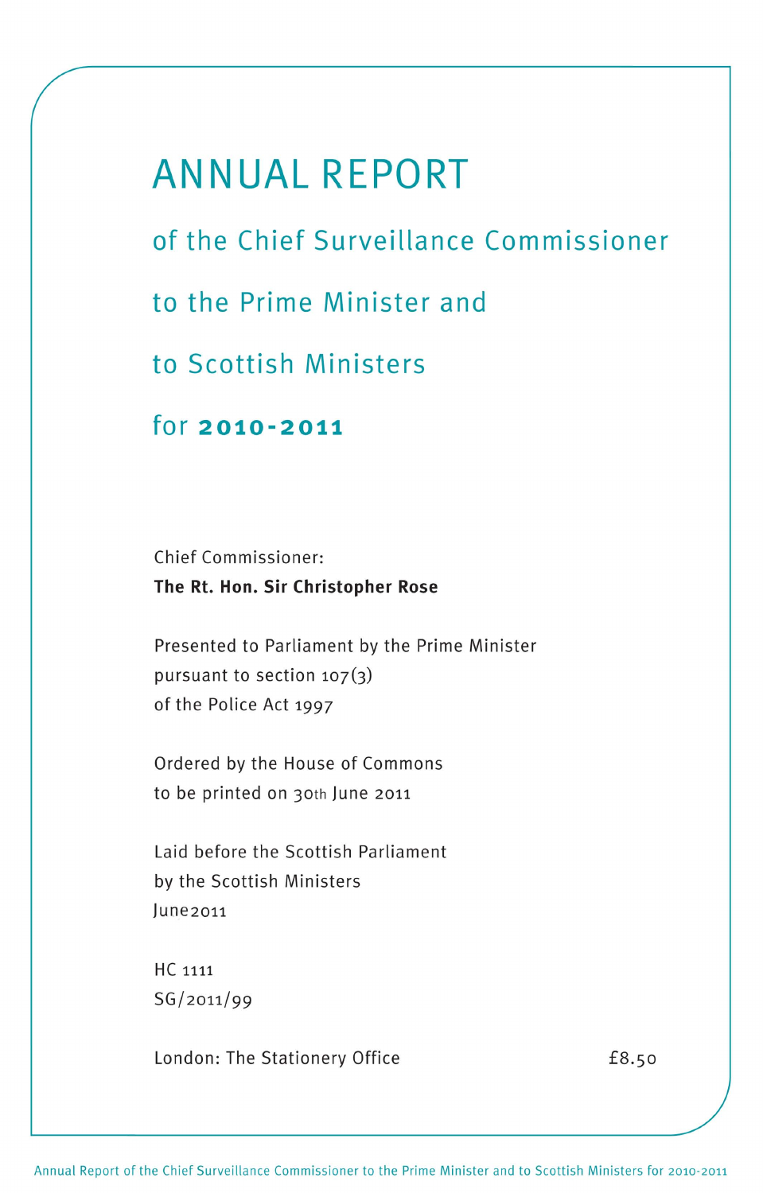# ANNUAL REPORT

## of the Chief Surveillance Commissioner

## to the Prime Minister and

## to Scottish Ministers

## for **2010-2011**

Chief Commissioner:
**The Rt. Hon. Sir Christopher Rose**

Presented to Parliament by the Prime Minister
pursuant to section 107(3)
of the Police Act 1997

Ordered by the House of Commons
to be printed on 30th June 2011

Laid before the Scottish Parliament
by the Scottish Ministers
June2011

HC 1111
SG/2011/99

London: The Stationery Office £8.50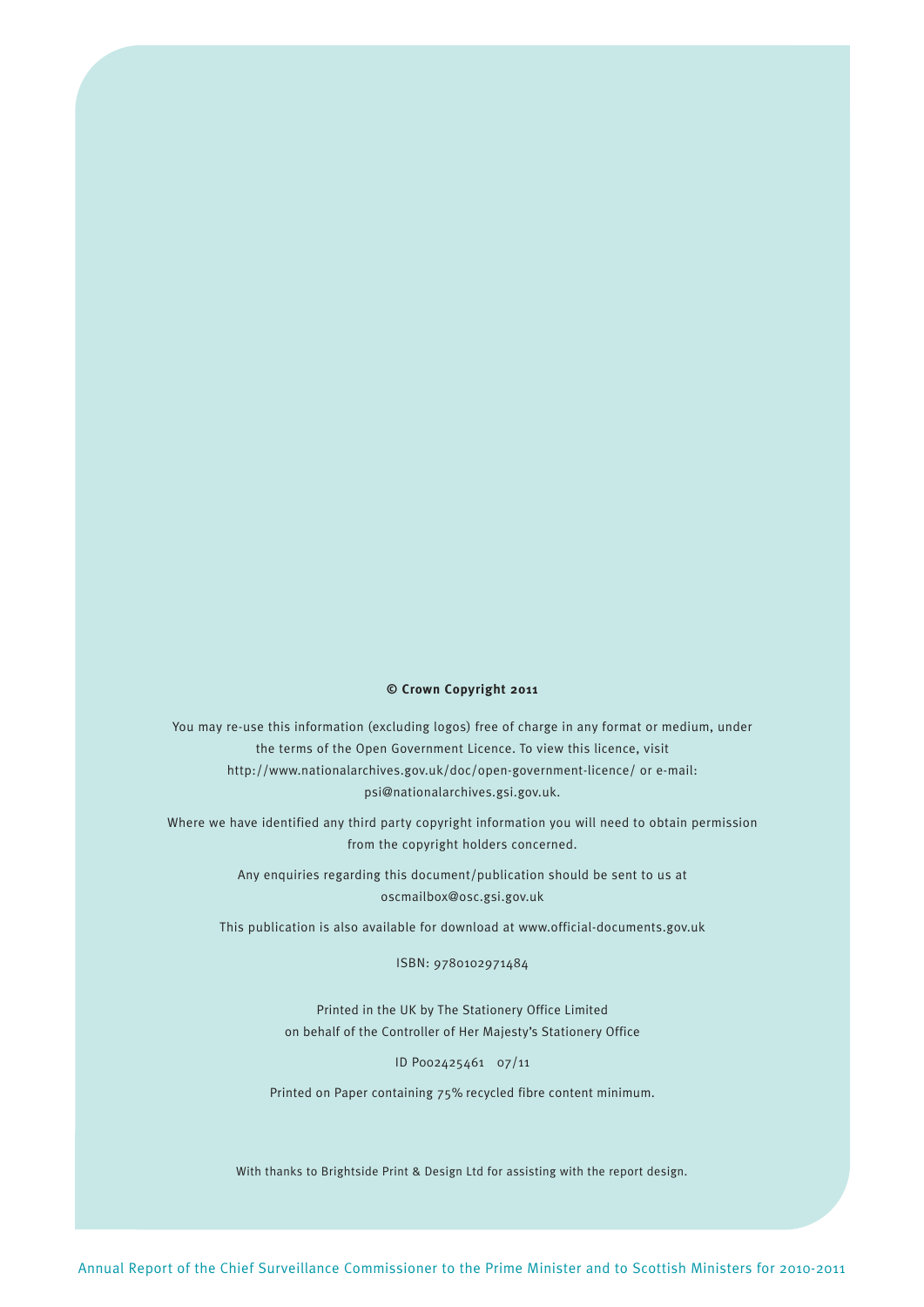**© Crown Copyright 2011**

You may re-use this information (excluding logos) free of charge in any format or medium, under the terms of the Open Government Licence. To view this licence, visit http://www.nationalarchives.gov.uk/doc/open-government-licence/ or e-mail: psi@nationalarchives.gsi.gov.uk.

Where we have identified any third party copyright information you will need to obtain permission from the copyright holders concerned.

Any enquiries regarding this document/publication should be sent to us at oscmailbox@osc.gsi.gov.uk

This publication is also available for download at www.official-documents.gov.uk

ISBN: 9780102971484

Printed in the UK by The Stationery Office Limited on behalf of the Controller of Her Majesty's Stationery Office

ID P002425461 07/11

Printed on Paper containing 75% recycled fibre content minimum.

With thanks to Brightside Print & Design Ltd for assisting with the report design.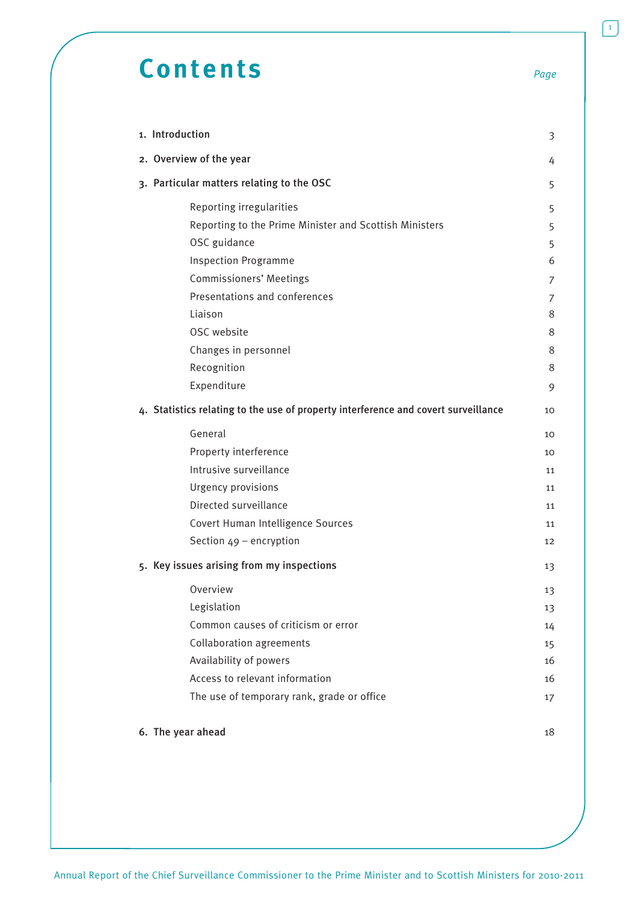# Contents

| | Page |
|---|---|
| **1. Introduction** | 3 |
| **2. Overview of the year** | 4 |
| **3. Particular matters relating to the OSC** | 5 |
| Reporting irregularities | 5 |
| Reporting to the Prime Minister and Scottish Ministers | 5 |
| OSC guidance | 5 |
| Inspection Programme | 6 |
| Commissioners' Meetings | 7 |
| Presentations and conferences | 7 |
| Liaison | 8 |
| OSC website | 8 |
| Changes in personnel | 8 |
| Recognition | 8 |
| Expenditure | 9 |
| **4. Statistics relating to the use of property interference and covert surveillance** | 10 |
| General | 10 |
| Property interference | 10 |
| Intrusive surveillance | 11 |
| Urgency provisions | 11 |
| Directed surveillance | 11 |
| Covert Human Intelligence Sources | 11 |
| Section 49 – encryption | 12 |
| **5. Key issues arising from my inspections** | 13 |
| Overview | 13 |
| Legislation | 13 |
| Common causes of criticism or error | 14 |
| Collaboration agreements | 15 |
| Availability of powers | 16 |
| Access to relevant information | 16 |
| The use of temporary rank, grade or office | 17 |
| **6. The year ahead** | 18 |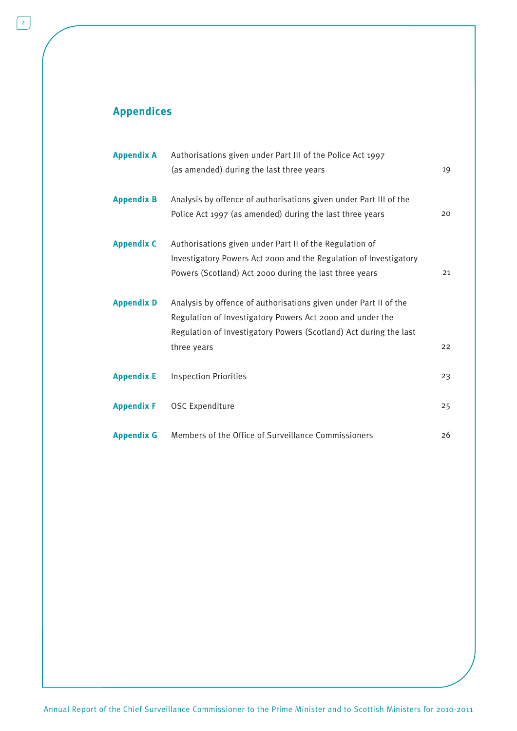## Appendices

| | | |
|---|---|---|
| **Appendix A** | Authorisations given under Part III of the Police Act 1997 (as amended) during the last three years | 19 |
| **Appendix B** | Analysis by offence of authorisations given under Part III of the Police Act 1997 (as amended) during the last three years | 20 |
| **Appendix C** | Authorisations given under Part II of the Regulation of Investigatory Powers Act 2000 and the Regulation of Investigatory Powers (Scotland) Act 2000 during the last three years | 21 |
| **Appendix D** | Analysis by offence of authorisations given under Part II of the Regulation of Investigatory Powers Act 2000 and under the Regulation of Investigatory Powers (Scotland) Act during the last three years | 22 |
| **Appendix E** | Inspection Priorities | 23 |
| **Appendix F** | OSC Expenditure | 25 |
| **Appendix G** | Members of the Office of Surveillance Commissioners | 26 |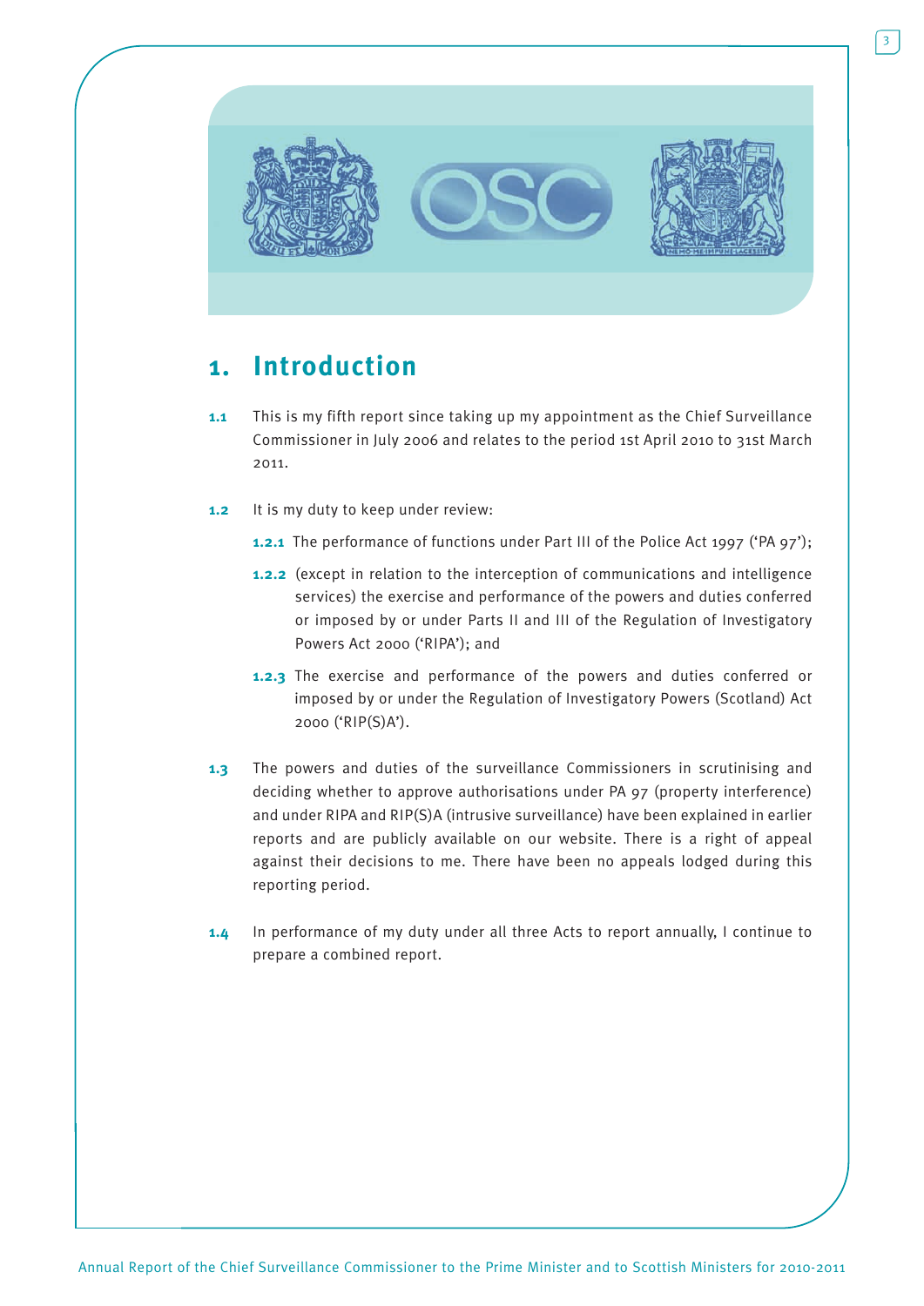# 1. Introduction

**1.1** This is my fifth report since taking up my appointment as the Chief Surveillance Commissioner in July 2006 and relates to the period 1st April 2010 to 31st March 2011.

**1.2** It is my duty to keep under review:

**1.2.1** The performance of functions under Part III of the Police Act 1997 ('PA 97');

**1.2.2** (except in relation to the interception of communications and intelligence services) the exercise and performance of the powers and duties conferred or imposed by or under Parts II and III of the Regulation of Investigatory Powers Act 2000 ('RIPA'); and

**1.2.3** The exercise and performance of the powers and duties conferred or imposed by or under the Regulation of Investigatory Powers (Scotland) Act 2000 ('RIP(S)A').

**1.3** The powers and duties of the surveillance Commissioners in scrutinising and deciding whether to approve authorisations under PA 97 (property interference) and under RIPA and RIP(S)A (intrusive surveillance) have been explained in earlier reports and are publicly available on our website. There is a right of appeal against their decisions to me. There have been no appeals lodged during this reporting period.

**1.4** In performance of my duty under all three Acts to report annually, I continue to prepare a combined report.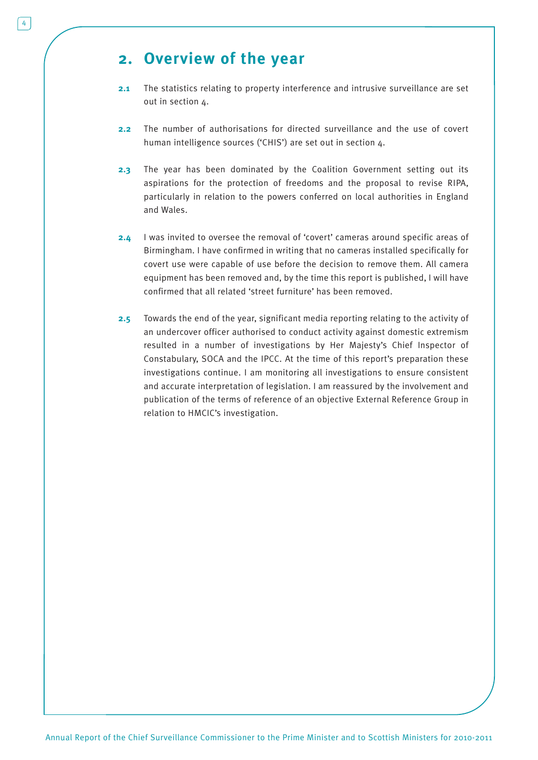## 2. Overview of the year

**2.1** The statistics relating to property interference and intrusive surveillance are set out in section 4.

**2.2** The number of authorisations for directed surveillance and the use of covert human intelligence sources ('CHIS') are set out in section 4.

**2.3** The year has been dominated by the Coalition Government setting out its aspirations for the protection of freedoms and the proposal to revise RIPA, particularly in relation to the powers conferred on local authorities in England and Wales.

**2.4** I was invited to oversee the removal of 'covert' cameras around specific areas of Birmingham. I have confirmed in writing that no cameras installed specifically for covert use were capable of use before the decision to remove them. All camera equipment has been removed and, by the time this report is published, I will have confirmed that all related 'street furniture' has been removed.

**2.5** Towards the end of the year, significant media reporting relating to the activity of an undercover officer authorised to conduct activity against domestic extremism resulted in a number of investigations by Her Majesty's Chief Inspector of Constabulary, SOCA and the IPCC. At the time of this report's preparation these investigations continue. I am monitoring all investigations to ensure consistent and accurate interpretation of legislation. I am reassured by the involvement and publication of the terms of reference of an objective External Reference Group in relation to HMCIC's investigation.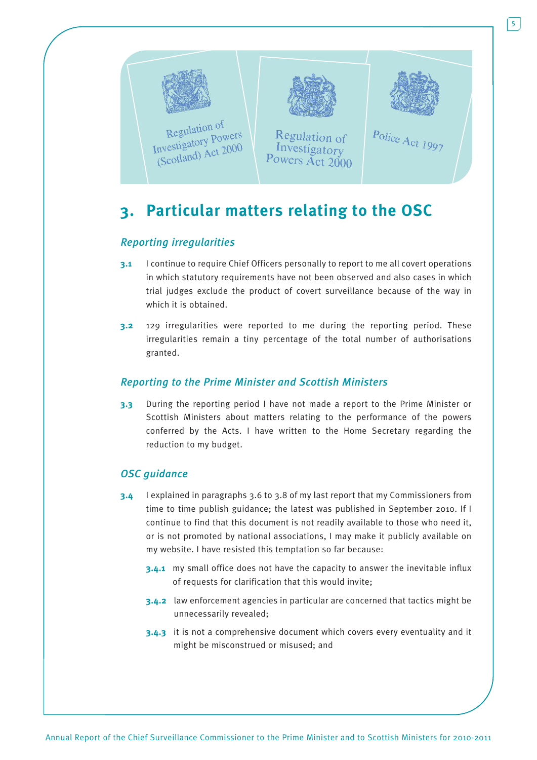# 3. Particular matters relating to the OSC

### *Reporting irregularities*

**3.1** I continue to require Chief Officers personally to report to me all covert operations in which statutory requirements have not been observed and also cases in which trial judges exclude the product of covert surveillance because of the way in which it is obtained.

**3.2** 129 irregularities were reported to me during the reporting period. These irregularities remain a tiny percentage of the total number of authorisations granted.

### *Reporting to the Prime Minister and Scottish Ministers*

**3.3** During the reporting period I have not made a report to the Prime Minister or Scottish Ministers about matters relating to the performance of the powers conferred by the Acts. I have written to the Home Secretary regarding the reduction to my budget.

### *OSC guidance*

**3.4** I explained in paragraphs 3.6 to 3.8 of my last report that my Commissioners from time to time publish guidance; the latest was published in September 2010. If I continue to find that this document is not readily available to those who need it, or is not promoted by national associations, I may make it publicly available on my website. I have resisted this temptation so far because:

- **3.4.1** my small office does not have the capacity to answer the inevitable influx of requests for clarification that this would invite;
- **3.4.2** law enforcement agencies in particular are concerned that tactics might be unnecessarily revealed;
- **3.4.3** it is not a comprehensive document which covers every eventuality and it might be misconstrued or misused; and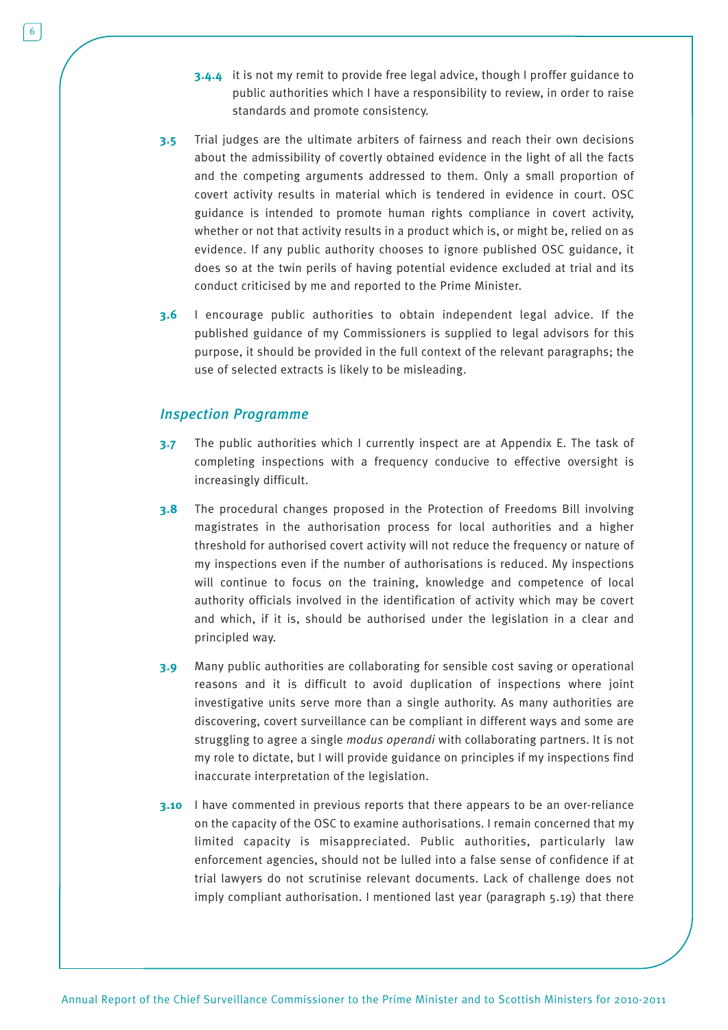**3.4.4** it is not my remit to provide free legal advice, though I proffer guidance to public authorities which I have a responsibility to review, in order to raise standards and promote consistency.

**3.5** Trial judges are the ultimate arbiters of fairness and reach their own decisions about the admissibility of covertly obtained evidence in the light of all the facts and the competing arguments addressed to them. Only a small proportion of covert activity results in material which is tendered in evidence in court. OSC guidance is intended to promote human rights compliance in covert activity, whether or not that activity results in a product which is, or might be, relied on as evidence. If any public authority chooses to ignore published OSC guidance, it does so at the twin perils of having potential evidence excluded at trial and its conduct criticised by me and reported to the Prime Minister.

**3.6** I encourage public authorities to obtain independent legal advice. If the published guidance of my Commissioners is supplied to legal advisors for this purpose, it should be provided in the full context of the relevant paragraphs; the use of selected extracts is likely to be misleading.

### *Inspection Programme*

**3.7** The public authorities which I currently inspect are at Appendix E. The task of completing inspections with a frequency conducive to effective oversight is increasingly difficult.

**3.8** The procedural changes proposed in the Protection of Freedoms Bill involving magistrates in the authorisation process for local authorities and a higher threshold for authorised covert activity will not reduce the frequency or nature of my inspections even if the number of authorisations is reduced. My inspections will continue to focus on the training, knowledge and competence of local authority officials involved in the identification of activity which may be covert and which, if it is, should be authorised under the legislation in a clear and principled way.

**3.9** Many public authorities are collaborating for sensible cost saving or operational reasons and it is difficult to avoid duplication of inspections where joint investigative units serve more than a single authority. As many authorities are discovering, covert surveillance can be compliant in different ways and some are struggling to agree a single *modus operandi* with collaborating partners. It is not my role to dictate, but I will provide guidance on principles if my inspections find inaccurate interpretation of the legislation.

**3.10** I have commented in previous reports that there appears to be an over-reliance on the capacity of the OSC to examine authorisations. I remain concerned that my limited capacity is misappreciated. Public authorities, particularly law enforcement agencies, should not be lulled into a false sense of confidence if at trial lawyers do not scrutinise relevant documents. Lack of challenge does not imply compliant authorisation. I mentioned last year (paragraph 5.19) that there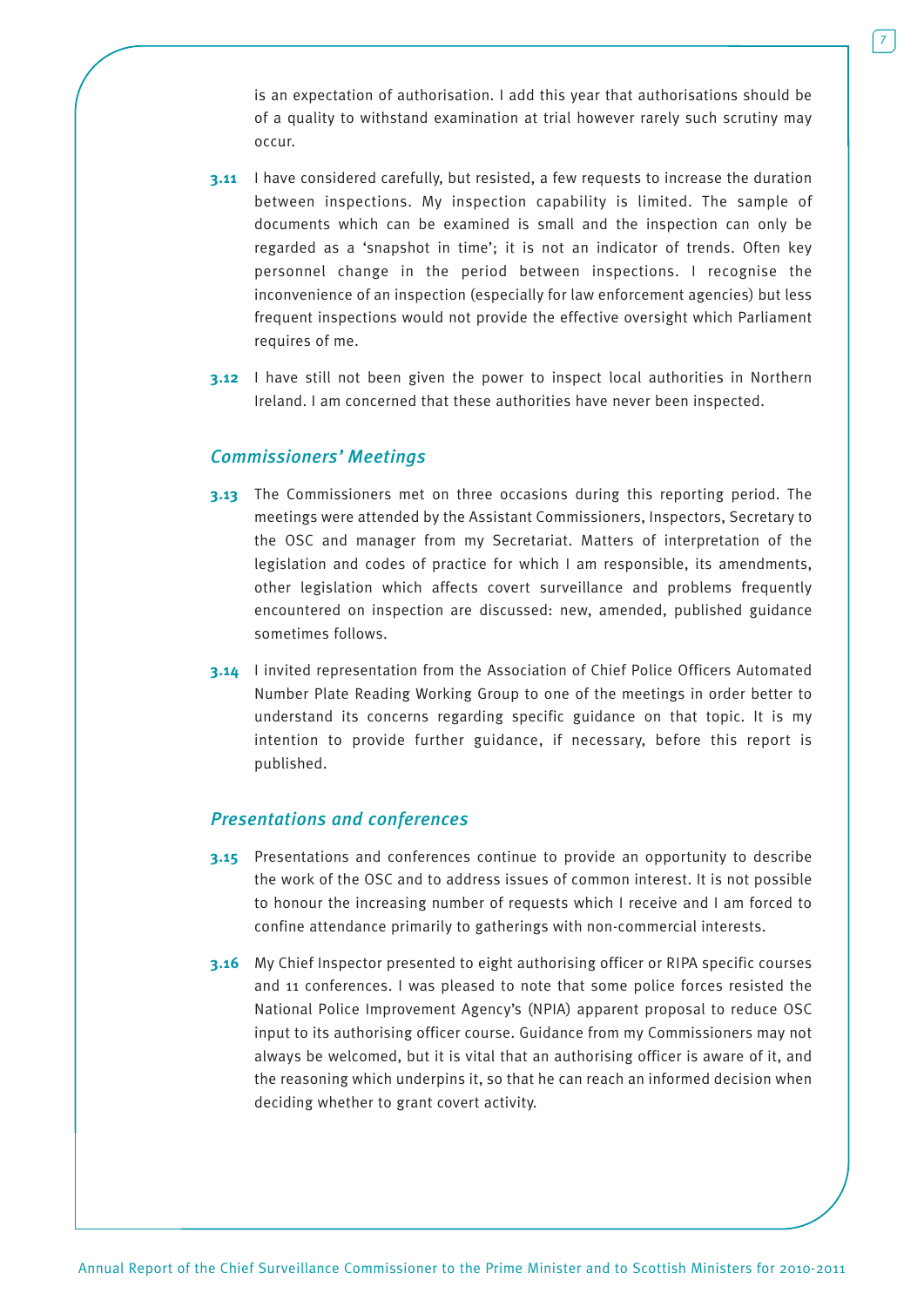is an expectation of authorisation. I add this year that authorisations should be of a quality to withstand examination at trial however rarely such scrutiny may occur.

**3.11** I have considered carefully, but resisted, a few requests to increase the duration between inspections. My inspection capability is limited. The sample of documents which can be examined is small and the inspection can only be regarded as a 'snapshot in time'; it is not an indicator of trends. Often key personnel change in the period between inspections. I recognise the inconvenience of an inspection (especially for law enforcement agencies) but less frequent inspections would not provide the effective oversight which Parliament requires of me.

**3.12** I have still not been given the power to inspect local authorities in Northern Ireland. I am concerned that these authorities have never been inspected.

### *Commissioners' Meetings*

**3.13** The Commissioners met on three occasions during this reporting period. The meetings were attended by the Assistant Commissioners, Inspectors, Secretary to the OSC and manager from my Secretariat. Matters of interpretation of the legislation and codes of practice for which I am responsible, its amendments, other legislation which affects covert surveillance and problems frequently encountered on inspection are discussed: new, amended, published guidance sometimes follows.

**3.14** I invited representation from the Association of Chief Police Officers Automated Number Plate Reading Working Group to one of the meetings in order better to understand its concerns regarding specific guidance on that topic. It is my intention to provide further guidance, if necessary, before this report is published.

### *Presentations and conferences*

**3.15** Presentations and conferences continue to provide an opportunity to describe the work of the OSC and to address issues of common interest. It is not possible to honour the increasing number of requests which I receive and I am forced to confine attendance primarily to gatherings with non-commercial interests.

**3.16** My Chief Inspector presented to eight authorising officer or RIPA specific courses and 11 conferences. I was pleased to note that some police forces resisted the National Police Improvement Agency's (NPIA) apparent proposal to reduce OSC input to its authorising officer course. Guidance from my Commissioners may not always be welcomed, but it is vital that an authorising officer is aware of it, and the reasoning which underpins it, so that he can reach an informed decision when deciding whether to grant covert activity.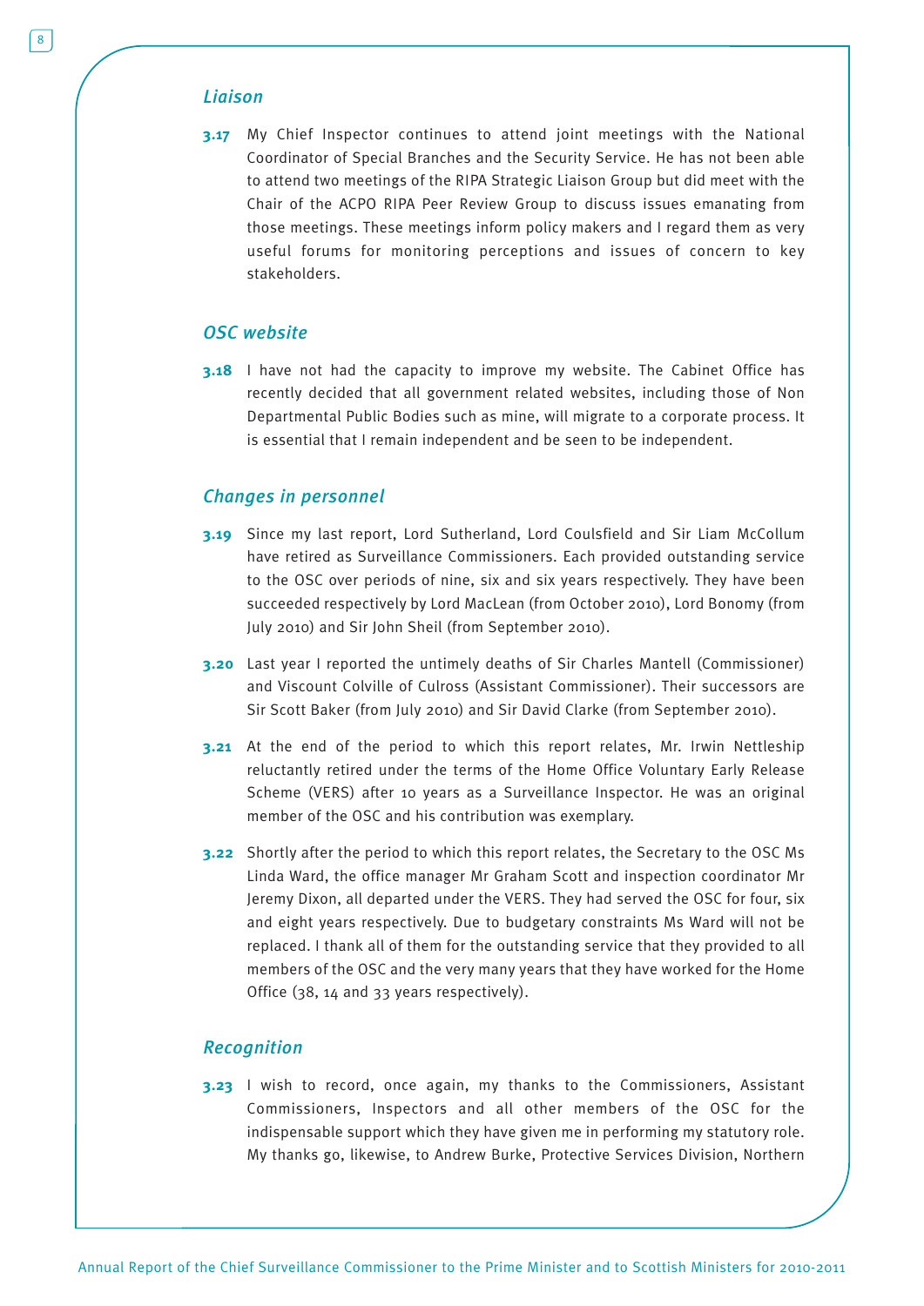### *Liaison*

**3.17** My Chief Inspector continues to attend joint meetings with the National Coordinator of Special Branches and the Security Service. He has not been able to attend two meetings of the RIPA Strategic Liaison Group but did meet with the Chair of the ACPO RIPA Peer Review Group to discuss issues emanating from those meetings. These meetings inform policy makers and I regard them as very useful forums for monitoring perceptions and issues of concern to key stakeholders.

### *OSC website*

**3.18** I have not had the capacity to improve my website. The Cabinet Office has recently decided that all government related websites, including those of Non Departmental Public Bodies such as mine, will migrate to a corporate process. It is essential that I remain independent and be seen to be independent.

### *Changes in personnel*

**3.19** Since my last report, Lord Sutherland, Lord Coulsfield and Sir Liam McCollum have retired as Surveillance Commissioners. Each provided outstanding service to the OSC over periods of nine, six and six years respectively. They have been succeeded respectively by Lord MacLean (from October 2010), Lord Bonomy (from July 2010) and Sir John Sheil (from September 2010).

**3.20** Last year I reported the untimely deaths of Sir Charles Mantell (Commissioner) and Viscount Colville of Culross (Assistant Commissioner). Their successors are Sir Scott Baker (from July 2010) and Sir David Clarke (from September 2010).

**3.21** At the end of the period to which this report relates, Mr. Irwin Nettleship reluctantly retired under the terms of the Home Office Voluntary Early Release Scheme (VERS) after 10 years as a Surveillance Inspector. He was an original member of the OSC and his contribution was exemplary.

**3.22** Shortly after the period to which this report relates, the Secretary to the OSC Ms Linda Ward, the office manager Mr Graham Scott and inspection coordinator Mr Jeremy Dixon, all departed under the VERS. They had served the OSC for four, six and eight years respectively. Due to budgetary constraints Ms Ward will not be replaced. I thank all of them for the outstanding service that they provided to all members of the OSC and the very many years that they have worked for the Home Office (38, 14 and 33 years respectively).

### *Recognition*

**3.23** I wish to record, once again, my thanks to the Commissioners, Assistant Commissioners, Inspectors and all other members of the OSC for the indispensable support which they have given me in performing my statutory role. My thanks go, likewise, to Andrew Burke, Protective Services Division, Northern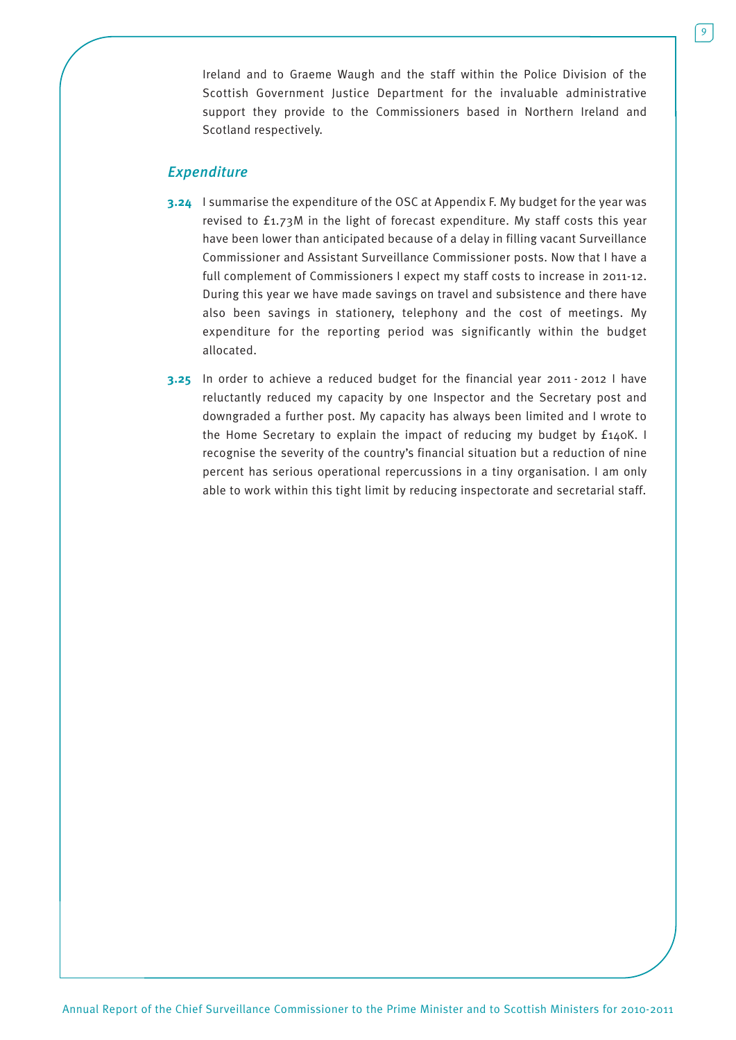Ireland and to Graeme Waugh and the staff within the Police Division of the Scottish Government Justice Department for the invaluable administrative support they provide to the Commissioners based in Northern Ireland and Scotland respectively.

## *Expenditure*

**3.24** I summarise the expenditure of the OSC at Appendix F. My budget for the year was revised to £1.73M in the light of forecast expenditure. My staff costs this year have been lower than anticipated because of a delay in filling vacant Surveillance Commissioner and Assistant Surveillance Commissioner posts. Now that I have a full complement of Commissioners I expect my staff costs to increase in 2011-12. During this year we have made savings on travel and subsistence and there have also been savings in stationery, telephony and the cost of meetings. My expenditure for the reporting period was significantly within the budget allocated.

**3.25** In order to achieve a reduced budget for the financial year 2011 - 2012 I have reluctantly reduced my capacity by one Inspector and the Secretary post and downgraded a further post. My capacity has always been limited and I wrote to the Home Secretary to explain the impact of reducing my budget by £140K. I recognise the severity of the country's financial situation but a reduction of nine percent has serious operational repercussions in a tiny organisation. I am only able to work within this tight limit by reducing inspectorate and secretarial staff.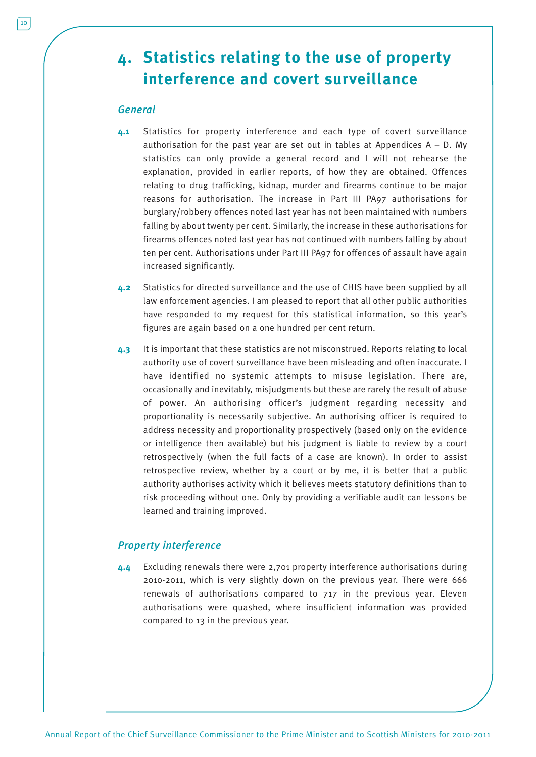# 4. Statistics relating to the use of property interference and covert surveillance

### *General*

**4.1** Statistics for property interference and each type of covert surveillance authorisation for the past year are set out in tables at Appendices A – D. My statistics can only provide a general record and I will not rehearse the explanation, provided in earlier reports, of how they are obtained. Offences relating to drug trafficking, kidnap, murder and firearms continue to be major reasons for authorisation. The increase in Part III PA97 authorisations for burglary/robbery offences noted last year has not been maintained with numbers falling by about twenty per cent. Similarly, the increase in these authorisations for firearms offences noted last year has not continued with numbers falling by about ten per cent. Authorisations under Part III PA97 for offences of assault have again increased significantly.

**4.2** Statistics for directed surveillance and the use of CHIS have been supplied by all law enforcement agencies. I am pleased to report that all other public authorities have responded to my request for this statistical information, so this year's figures are again based on a one hundred per cent return.

**4.3** It is important that these statistics are not misconstrued. Reports relating to local authority use of covert surveillance have been misleading and often inaccurate. I have identified no systemic attempts to misuse legislation. There are, occasionally and inevitably, misjudgments but these are rarely the result of abuse of power. An authorising officer's judgment regarding necessity and proportionality is necessarily subjective. An authorising officer is required to address necessity and proportionality prospectively (based only on the evidence or intelligence then available) but his judgment is liable to review by a court retrospectively (when the full facts of a case are known). In order to assist retrospective review, whether by a court or by me, it is better that a public authority authorises activity which it believes meets statutory definitions than to risk proceeding without one. Only by providing a verifiable audit can lessons be learned and training improved.

### *Property interference*

**4.4** Excluding renewals there were 2,701 property interference authorisations during 2010-2011, which is very slightly down on the previous year. There were 666 renewals of authorisations compared to 717 in the previous year. Eleven authorisations were quashed, where insufficient information was provided compared to 13 in the previous year.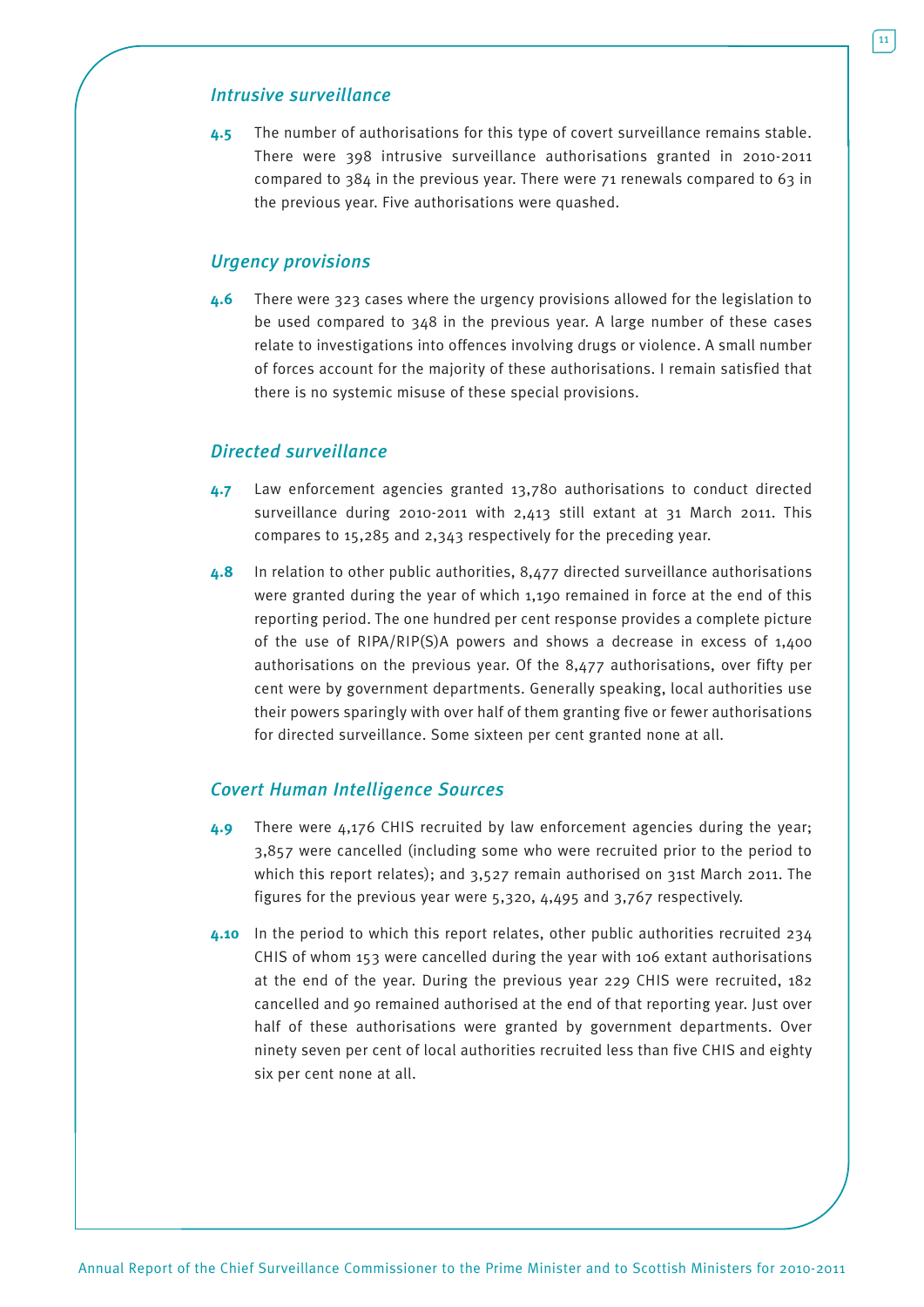### *Intrusive surveillance*

**4.5** The number of authorisations for this type of covert surveillance remains stable. There were 398 intrusive surveillance authorisations granted in 2010-2011 compared to 384 in the previous year. There were 71 renewals compared to 63 in the previous year. Five authorisations were quashed.

### *Urgency provisions*

**4.6** There were 323 cases where the urgency provisions allowed for the legislation to be used compared to 348 in the previous year. A large number of these cases relate to investigations into offences involving drugs or violence. A small number of forces account for the majority of these authorisations. I remain satisfied that there is no systemic misuse of these special provisions.

### *Directed surveillance*

**4.7** Law enforcement agencies granted 13,780 authorisations to conduct directed surveillance during 2010-2011 with 2,413 still extant at 31 March 2011. This compares to 15,285 and 2,343 respectively for the preceding year.

**4.8** In relation to other public authorities, 8,477 directed surveillance authorisations were granted during the year of which 1,190 remained in force at the end of this reporting period. The one hundred per cent response provides a complete picture of the use of RIPA/RIP(S)A powers and shows a decrease in excess of 1,400 authorisations on the previous year. Of the 8,477 authorisations, over fifty per cent were by government departments. Generally speaking, local authorities use their powers sparingly with over half of them granting five or fewer authorisations for directed surveillance. Some sixteen per cent granted none at all.

### *Covert Human Intelligence Sources*

**4.9** There were 4,176 CHIS recruited by law enforcement agencies during the year; 3,857 were cancelled (including some who were recruited prior to the period to which this report relates); and 3,527 remain authorised on 31st March 2011. The figures for the previous year were 5,320, 4,495 and 3,767 respectively.

**4.10** In the period to which this report relates, other public authorities recruited 234 CHIS of whom 153 were cancelled during the year with 106 extant authorisations at the end of the year. During the previous year 229 CHIS were recruited, 182 cancelled and 90 remained authorised at the end of that reporting year. Just over half of these authorisations were granted by government departments. Over ninety seven per cent of local authorities recruited less than five CHIS and eighty six per cent none at all.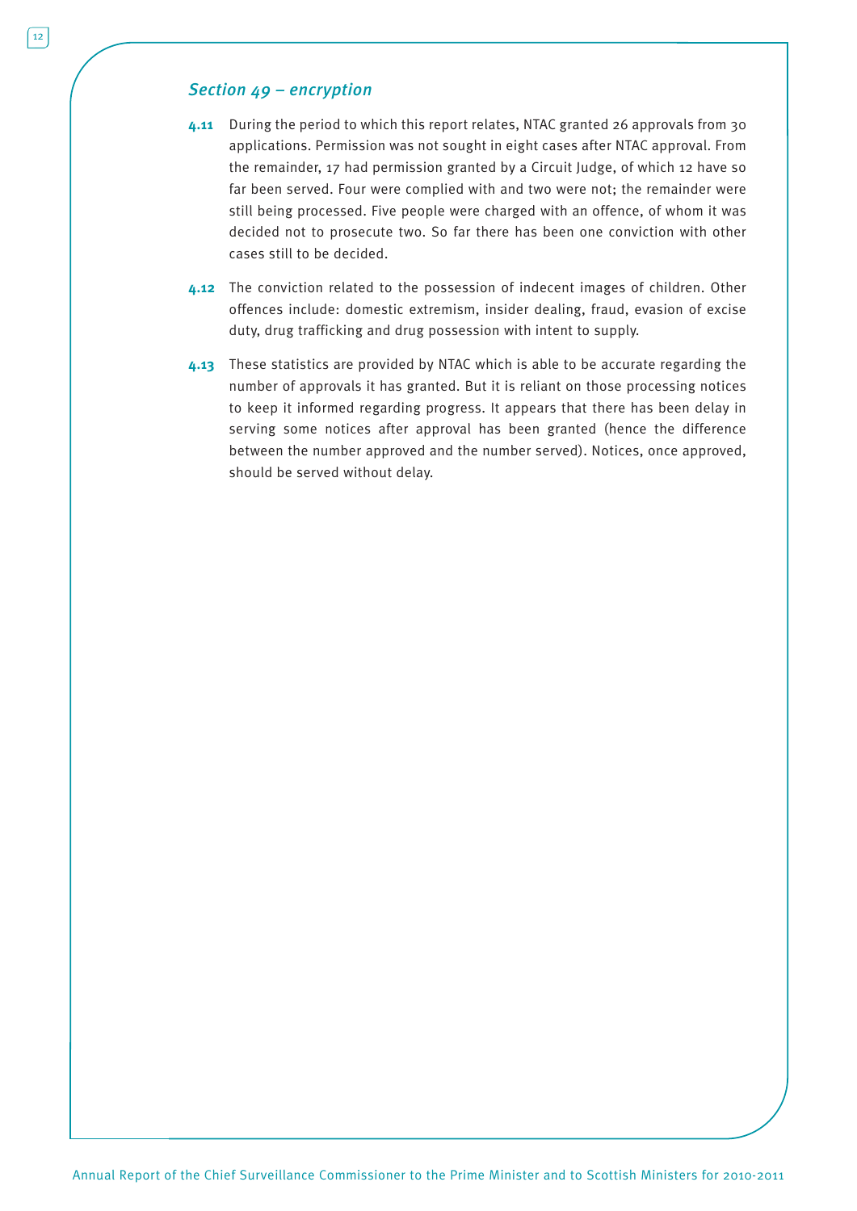### *Section 49 – encryption*

**4.11** During the period to which this report relates, NTAC granted 26 approvals from 30 applications. Permission was not sought in eight cases after NTAC approval. From the remainder, 17 had permission granted by a Circuit Judge, of which 12 have so far been served. Four were complied with and two were not; the remainder were still being processed. Five people were charged with an offence, of whom it was decided not to prosecute two. So far there has been one conviction with other cases still to be decided.

**4.12** The conviction related to the possession of indecent images of children. Other offences include: domestic extremism, insider dealing, fraud, evasion of excise duty, drug trafficking and drug possession with intent to supply.

**4.13** These statistics are provided by NTAC which is able to be accurate regarding the number of approvals it has granted. But it is reliant on those processing notices to keep it informed regarding progress. It appears that there has been delay in serving some notices after approval has been granted (hence the difference between the number approved and the number served). Notices, once approved, should be served without delay.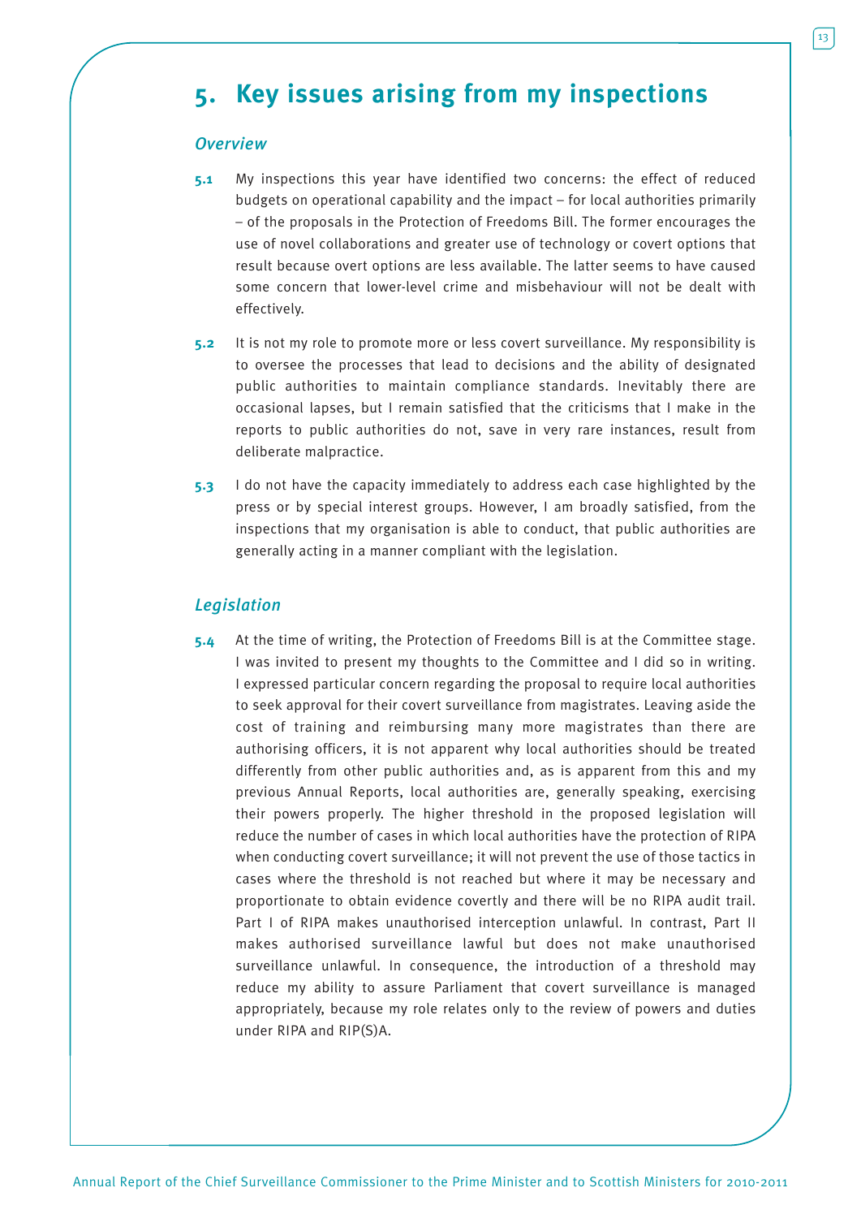# 5. Key issues arising from my inspections

### *Overview*

**5.1** My inspections this year have identified two concerns: the effect of reduced budgets on operational capability and the impact – for local authorities primarily – of the proposals in the Protection of Freedoms Bill. The former encourages the use of novel collaborations and greater use of technology or covert options that result because overt options are less available. The latter seems to have caused some concern that lower-level crime and misbehaviour will not be dealt with effectively.

**5.2** It is not my role to promote more or less covert surveillance. My responsibility is to oversee the processes that lead to decisions and the ability of designated public authorities to maintain compliance standards. Inevitably there are occasional lapses, but I remain satisfied that the criticisms that I make in the reports to public authorities do not, save in very rare instances, result from deliberate malpractice.

**5.3** I do not have the capacity immediately to address each case highlighted by the press or by special interest groups. However, I am broadly satisfied, from the inspections that my organisation is able to conduct, that public authorities are generally acting in a manner compliant with the legislation.

### *Legislation*

**5.4** At the time of writing, the Protection of Freedoms Bill is at the Committee stage. I was invited to present my thoughts to the Committee and I did so in writing. I expressed particular concern regarding the proposal to require local authorities to seek approval for their covert surveillance from magistrates. Leaving aside the cost of training and reimbursing many more magistrates than there are authorising officers, it is not apparent why local authorities should be treated differently from other public authorities and, as is apparent from this and my previous Annual Reports, local authorities are, generally speaking, exercising their powers properly. The higher threshold in the proposed legislation will reduce the number of cases in which local authorities have the protection of RIPA when conducting covert surveillance; it will not prevent the use of those tactics in cases where the threshold is not reached but where it may be necessary and proportionate to obtain evidence covertly and there will be no RIPA audit trail. Part I of RIPA makes unauthorised interception unlawful. In contrast, Part II makes authorised surveillance lawful but does not make unauthorised surveillance unlawful. In consequence, the introduction of a threshold may reduce my ability to assure Parliament that covert surveillance is managed appropriately, because my role relates only to the review of powers and duties under RIPA and RIP(S)A.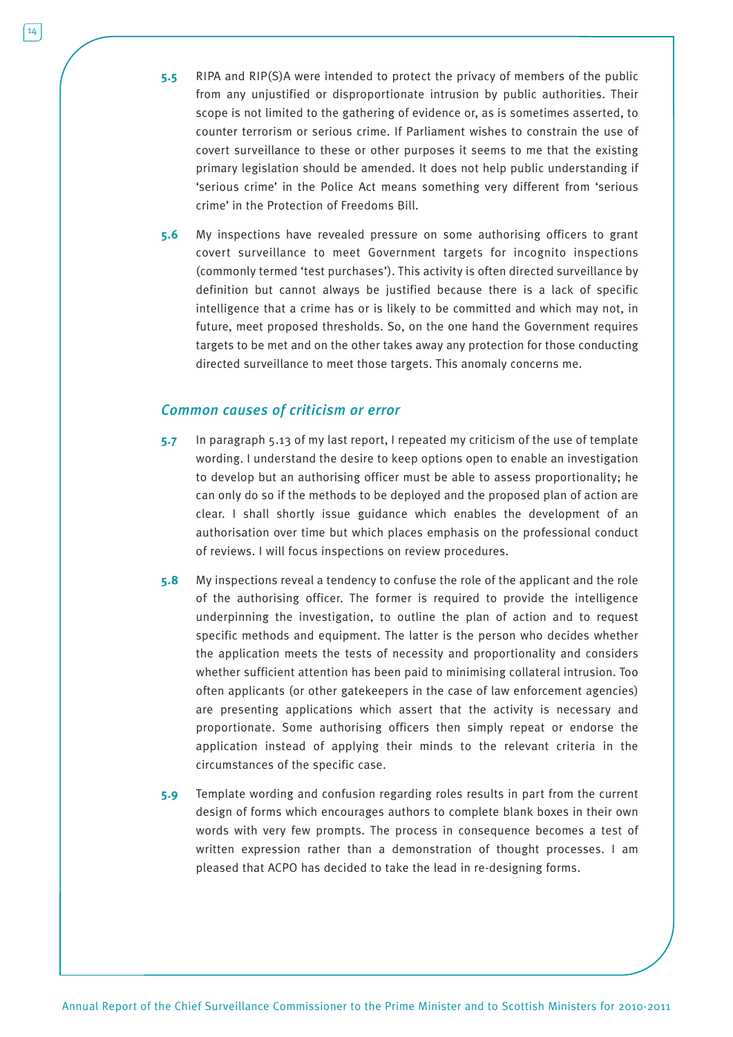**5.5** RIPA and RIP(S)A were intended to protect the privacy of members of the public from any unjustified or disproportionate intrusion by public authorities. Their scope is not limited to the gathering of evidence or, as is sometimes asserted, to counter terrorism or serious crime. If Parliament wishes to constrain the use of covert surveillance to these or other purposes it seems to me that the existing primary legislation should be amended. It does not help public understanding if 'serious crime' in the Police Act means something very different from 'serious crime' in the Protection of Freedoms Bill.

**5.6** My inspections have revealed pressure on some authorising officers to grant covert surveillance to meet Government targets for incognito inspections (commonly termed 'test purchases'). This activity is often directed surveillance by definition but cannot always be justified because there is a lack of specific intelligence that a crime has or is likely to be committed and which may not, in future, meet proposed thresholds. So, on the one hand the Government requires targets to be met and on the other takes away any protection for those conducting directed surveillance to meet those targets. This anomaly concerns me.

### *Common causes of criticism or error*

**5.7** In paragraph 5.13 of my last report, I repeated my criticism of the use of template wording. I understand the desire to keep options open to enable an investigation to develop but an authorising officer must be able to assess proportionality; he can only do so if the methods to be deployed and the proposed plan of action are clear. I shall shortly issue guidance which enables the development of an authorisation over time but which places emphasis on the professional conduct of reviews. I will focus inspections on review procedures.

**5.8** My inspections reveal a tendency to confuse the role of the applicant and the role of the authorising officer. The former is required to provide the intelligence underpinning the investigation, to outline the plan of action and to request specific methods and equipment. The latter is the person who decides whether the application meets the tests of necessity and proportionality and considers whether sufficient attention has been paid to minimising collateral intrusion. Too often applicants (or other gatekeepers in the case of law enforcement agencies) are presenting applications which assert that the activity is necessary and proportionate. Some authorising officers then simply repeat or endorse the application instead of applying their minds to the relevant criteria in the circumstances of the specific case.

**5.9** Template wording and confusion regarding roles results in part from the current design of forms which encourages authors to complete blank boxes in their own words with very few prompts. The process in consequence becomes a test of written expression rather than a demonstration of thought processes. I am pleased that ACPO has decided to take the lead in re-designing forms.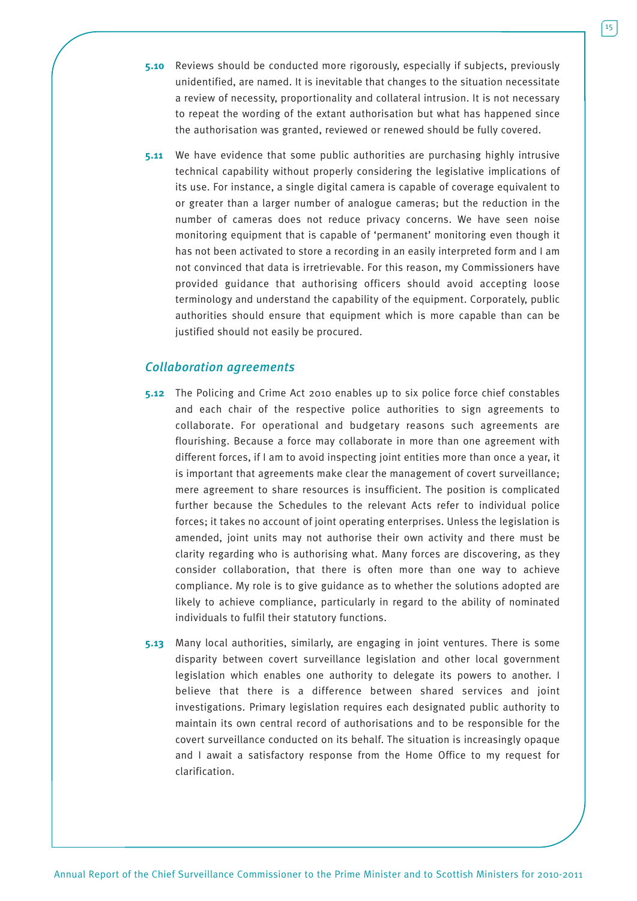**5.10** Reviews should be conducted more rigorously, especially if subjects, previously unidentified, are named. It is inevitable that changes to the situation necessitate a review of necessity, proportionality and collateral intrusion. It is not necessary to repeat the wording of the extant authorisation but what has happened since the authorisation was granted, reviewed or renewed should be fully covered.

**5.11** We have evidence that some public authorities are purchasing highly intrusive technical capability without properly considering the legislative implications of its use. For instance, a single digital camera is capable of coverage equivalent to or greater than a larger number of analogue cameras; but the reduction in the number of cameras does not reduce privacy concerns. We have seen noise monitoring equipment that is capable of 'permanent' monitoring even though it has not been activated to store a recording in an easily interpreted form and I am not convinced that data is irretrievable. For this reason, my Commissioners have provided guidance that authorising officers should avoid accepting loose terminology and understand the capability of the equipment. Corporately, public authorities should ensure that equipment which is more capable than can be justified should not easily be procured.

### *Collaboration agreements*

**5.12** The Policing and Crime Act 2010 enables up to six police force chief constables and each chair of the respective police authorities to sign agreements to collaborate. For operational and budgetary reasons such agreements are flourishing. Because a force may collaborate in more than one agreement with different forces, if I am to avoid inspecting joint entities more than once a year, it is important that agreements make clear the management of covert surveillance; mere agreement to share resources is insufficient. The position is complicated further because the Schedules to the relevant Acts refer to individual police forces; it takes no account of joint operating enterprises. Unless the legislation is amended, joint units may not authorise their own activity and there must be clarity regarding who is authorising what. Many forces are discovering, as they consider collaboration, that there is often more than one way to achieve compliance. My role is to give guidance as to whether the solutions adopted are likely to achieve compliance, particularly in regard to the ability of nominated individuals to fulfil their statutory functions.

**5.13** Many local authorities, similarly, are engaging in joint ventures. There is some disparity between covert surveillance legislation and other local government legislation which enables one authority to delegate its powers to another. I believe that there is a difference between shared services and joint investigations. Primary legislation requires each designated public authority to maintain its own central record of authorisations and to be responsible for the covert surveillance conducted on its behalf. The situation is increasingly opaque and I await a satisfactory response from the Home Office to my request for clarification.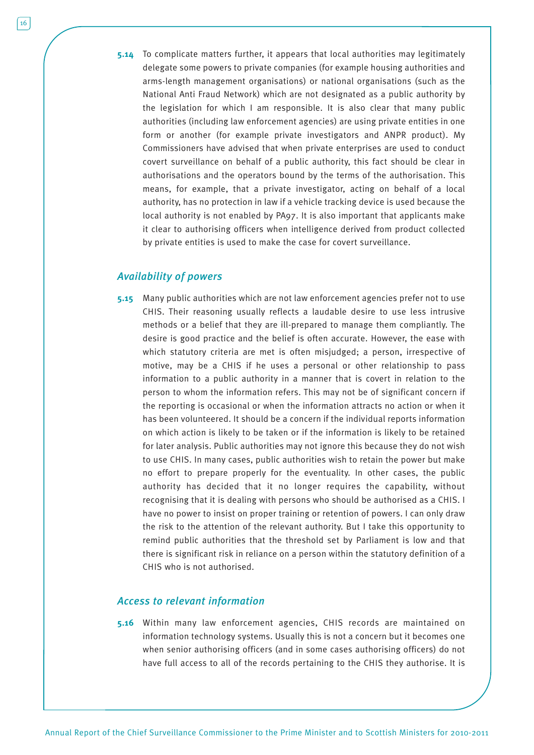**5.14** To complicate matters further, it appears that local authorities may legitimately delegate some powers to private companies (for example housing authorities and arms-length management organisations) or national organisations (such as the National Anti Fraud Network) which are not designated as a public authority by the legislation for which I am responsible. It is also clear that many public authorities (including law enforcement agencies) are using private entities in one form or another (for example private investigators and ANPR product). My Commissioners have advised that when private enterprises are used to conduct covert surveillance on behalf of a public authority, this fact should be clear in authorisations and the operators bound by the terms of the authorisation. This means, for example, that a private investigator, acting on behalf of a local authority, has no protection in law if a vehicle tracking device is used because the local authority is not enabled by PA97. It is also important that applicants make it clear to authorising officers when intelligence derived from product collected by private entities is used to make the case for covert surveillance.

### *Availability of powers*

**5.15** Many public authorities which are not law enforcement agencies prefer not to use CHIS. Their reasoning usually reflects a laudable desire to use less intrusive methods or a belief that they are ill-prepared to manage them compliantly. The desire is good practice and the belief is often accurate. However, the ease with which statutory criteria are met is often misjudged; a person, irrespective of motive, may be a CHIS if he uses a personal or other relationship to pass information to a public authority in a manner that is covert in relation to the person to whom the information refers. This may not be of significant concern if the reporting is occasional or when the information attracts no action or when it has been volunteered. It should be a concern if the individual reports information on which action is likely to be taken or if the information is likely to be retained for later analysis. Public authorities may not ignore this because they do not wish to use CHIS. In many cases, public authorities wish to retain the power but make no effort to prepare properly for the eventuality. In other cases, the public authority has decided that it no longer requires the capability, without recognising that it is dealing with persons who should be authorised as a CHIS. I have no power to insist on proper training or retention of powers. I can only draw the risk to the attention of the relevant authority. But I take this opportunity to remind public authorities that the threshold set by Parliament is low and that there is significant risk in reliance on a person within the statutory definition of a CHIS who is not authorised.

### *Access to relevant information*

**5.16** Within many law enforcement agencies, CHIS records are maintained on information technology systems. Usually this is not a concern but it becomes one when senior authorising officers (and in some cases authorising officers) do not have full access to all of the records pertaining to the CHIS they authorise. It is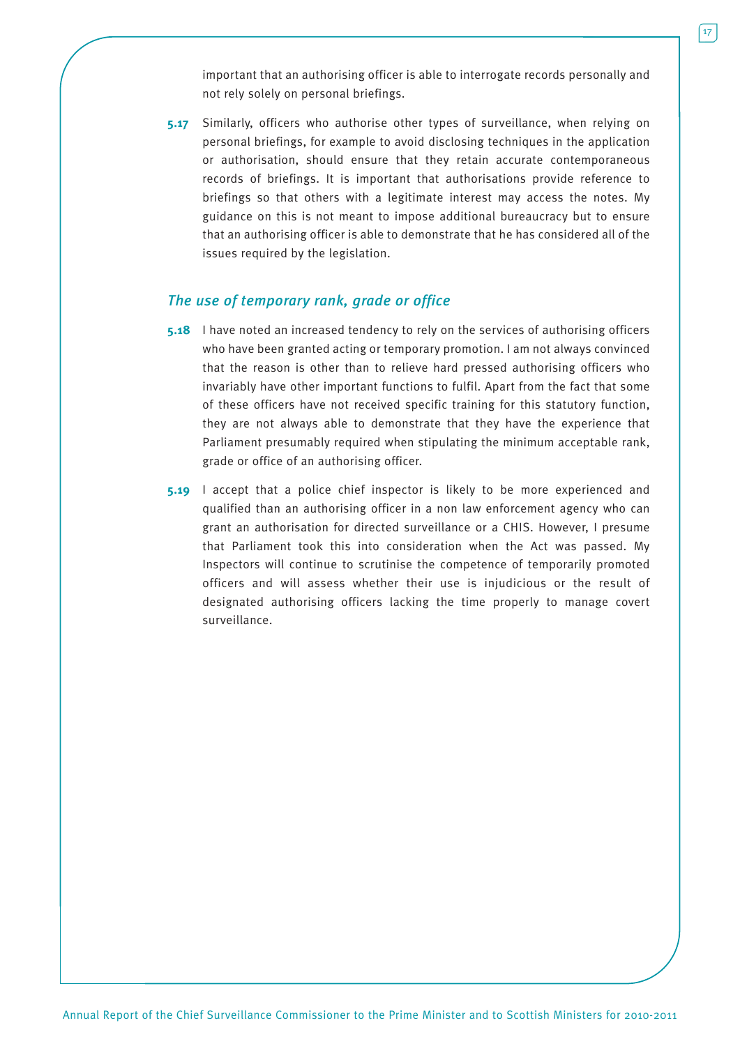important that an authorising officer is able to interrogate records personally and not rely solely on personal briefings.

**5.17** Similarly, officers who authorise other types of surveillance, when relying on personal briefings, for example to avoid disclosing techniques in the application or authorisation, should ensure that they retain accurate contemporaneous records of briefings. It is important that authorisations provide reference to briefings so that others with a legitimate interest may access the notes. My guidance on this is not meant to impose additional bureaucracy but to ensure that an authorising officer is able to demonstrate that he has considered all of the issues required by the legislation.

### *The use of temporary rank, grade or office*

**5.18** I have noted an increased tendency to rely on the services of authorising officers who have been granted acting or temporary promotion. I am not always convinced that the reason is other than to relieve hard pressed authorising officers who invariably have other important functions to fulfil. Apart from the fact that some of these officers have not received specific training for this statutory function, they are not always able to demonstrate that they have the experience that Parliament presumably required when stipulating the minimum acceptable rank, grade or office of an authorising officer.

**5.19** I accept that a police chief inspector is likely to be more experienced and qualified than an authorising officer in a non law enforcement agency who can grant an authorisation for directed surveillance or a CHIS. However, I presume that Parliament took this into consideration when the Act was passed. My Inspectors will continue to scrutinise the competence of temporarily promoted officers and will assess whether their use is injudicious or the result of designated authorising officers lacking the time properly to manage covert surveillance.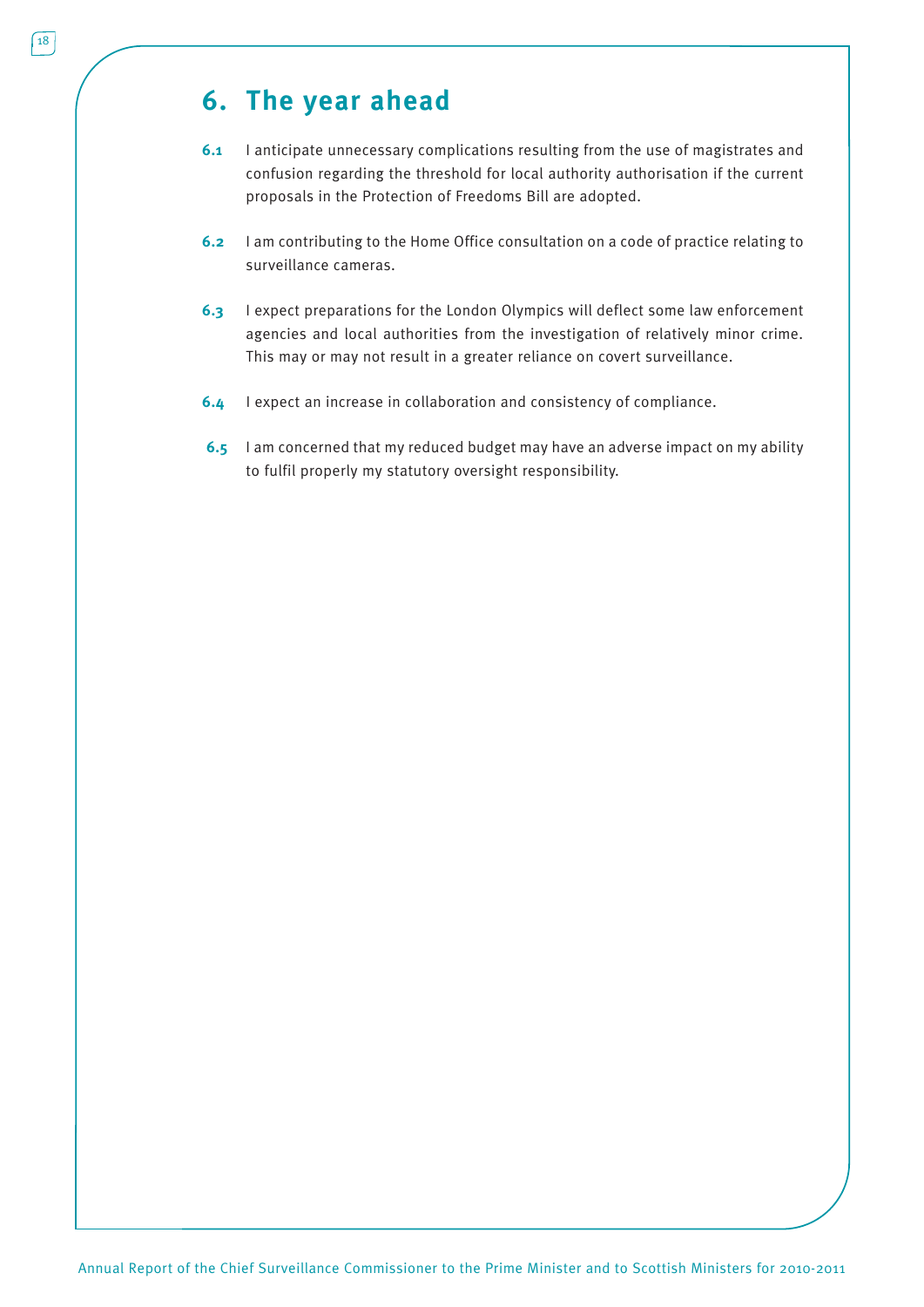# 6. The year ahead

**6.1** I anticipate unnecessary complications resulting from the use of magistrates and confusion regarding the threshold for local authority authorisation if the current proposals in the Protection of Freedoms Bill are adopted.

**6.2** I am contributing to the Home Office consultation on a code of practice relating to surveillance cameras.

**6.3** I expect preparations for the London Olympics will deflect some law enforcement agencies and local authorities from the investigation of relatively minor crime. This may or may not result in a greater reliance on covert surveillance.

**6.4** I expect an increase in collaboration and consistency of compliance.

**6.5** I am concerned that my reduced budget may have an adverse impact on my ability to fulfil properly my statutory oversight responsibility.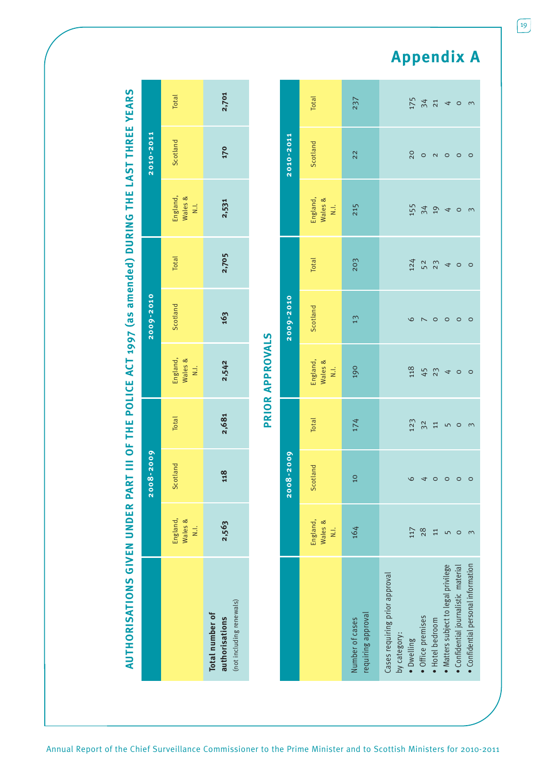# Appendix A

## AUTHORISATIONS GIVEN UNDER PART III OF THE POLICE ACT 1997 (as amended) DURING THE LAST THREE YEARS

| | 2008-2009 | | | 2009-2010 | | | 2010-2011 | | |
|---|---|---|---|---|---|---|---|---|---|
| | England, Wales & N.I. | Scotland | Total | England, Wales & N.I. | Scotland | Total | England, Wales & N.I. | Scotland | Total |
| **Total number of authorisations** (not including renewals) | **2,563** | **118** | **2,681** | **2,542** | **163** | **2,705** | **2,531** | **170** | **2,701** |

## PRIOR APPROVALS

| | 2008-2009 | | | 2009-2010 | | | 2010-2011 | | |
|---|---|---|---|---|---|---|---|---|---|
| | England, Wales & N.I. | Scotland | Total | England, Wales & N.I. | Scotland | Total | England, Wales & N.I. | Scotland | Total |
| Number of cases requiring approval | 164 | 10 | 174 | 190 | 13 | 203 | 215 | 22 | 237 |
| Cases requiring prior approval by category: | | | | | | | | | |
| • Dwelling | 117 | 6 | 123 | 118 | 6 | 124 | 155 | 20 | 175 |
| • Office premises | 28 | 4 | 32 | 45 | 7 | 52 | 34 | 0 | 34 |
| • Hotel bedroom | 11 | 0 | 11 | 23 | 0 | 23 | 19 | 2 | 21 |
| • Matters subject to legal privilege | 5 | 0 | 5 | 4 | 0 | 4 | 4 | 0 | 4 |
| • Confidential journalistic material | 0 | 0 | 0 | 0 | 0 | 0 | 0 | 0 | 0 |
| • Confidential personal information | 3 | 0 | 3 | 0 | 0 | 0 | 3 | 0 | 3 |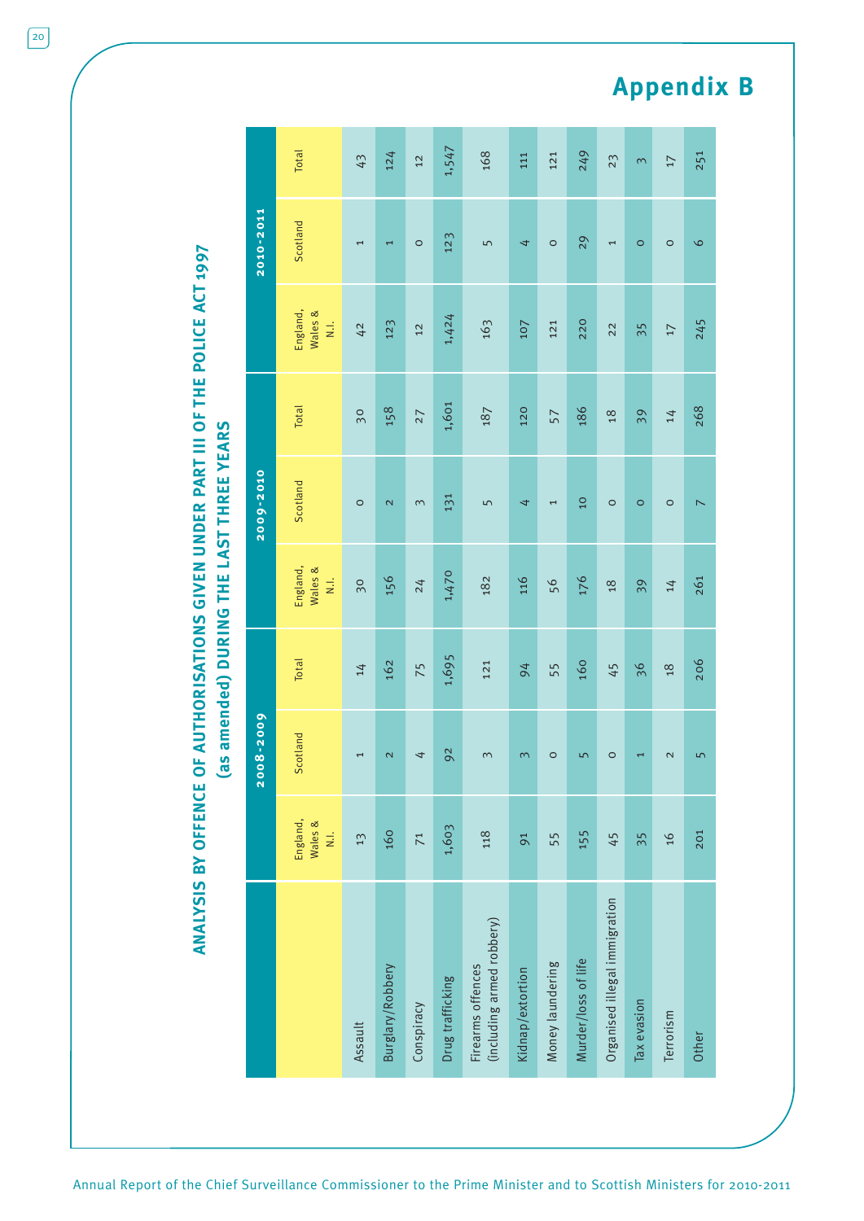# Appendix B

## ANALYSIS BY OFFENCE OF AUTHORISATIONS GIVEN UNDER PART III OF THE POLICE ACT 1997 (as amended) DURING THE LAST THREE YEARS

| | 2008-2009 | | | 2009-2010 | | | 2010-2011 | | |
|---|---|---|---|---|---|---|---|---|---|
| | England, Wales & N.I. | Scotland | Total | England, Wales & N.I. | Scotland | Total | England, Wales & N.I. | Scotland | Total |
| Assault | 13 | 1 | 14 | 30 | 0 | 30 | 42 | 1 | 43 |
| Burglary/Robbery | 160 | 2 | 162 | 156 | 2 | 158 | 123 | 1 | 124 |
| Conspiracy | 71 | 4 | 75 | 24 | 3 | 27 | 12 | 0 | 12 |
| Drug trafficking | 1,603 | 92 | 1,695 | 1,470 | 131 | 1,601 | 1,424 | 123 | 1,547 |
| Firearms offences (including armed robbery) | 118 | 3 | 121 | 182 | 5 | 187 | 163 | 5 | 168 |
| Kidnap/extortion | 91 | 3 | 94 | 116 | 4 | 120 | 107 | 4 | 111 |
| Money laundering | 55 | 0 | 55 | 56 | 1 | 57 | 121 | 0 | 121 |
| Murder/loss of life | 155 | 5 | 160 | 176 | 10 | 186 | 220 | 29 | 249 |
| Organised illegal immigration | 45 | 0 | 45 | 18 | 0 | 18 | 22 | 1 | 23 |
| Tax evasion | 35 | 1 | 36 | 39 | 0 | 39 | 35 | 0 | 3 |
| Terrorism | 16 | 2 | 18 | 14 | 0 | 14 | 17 | 0 | 17 |
| Other | 201 | 5 | 206 | 261 | 7 | 268 | 245 | 6 | 251 |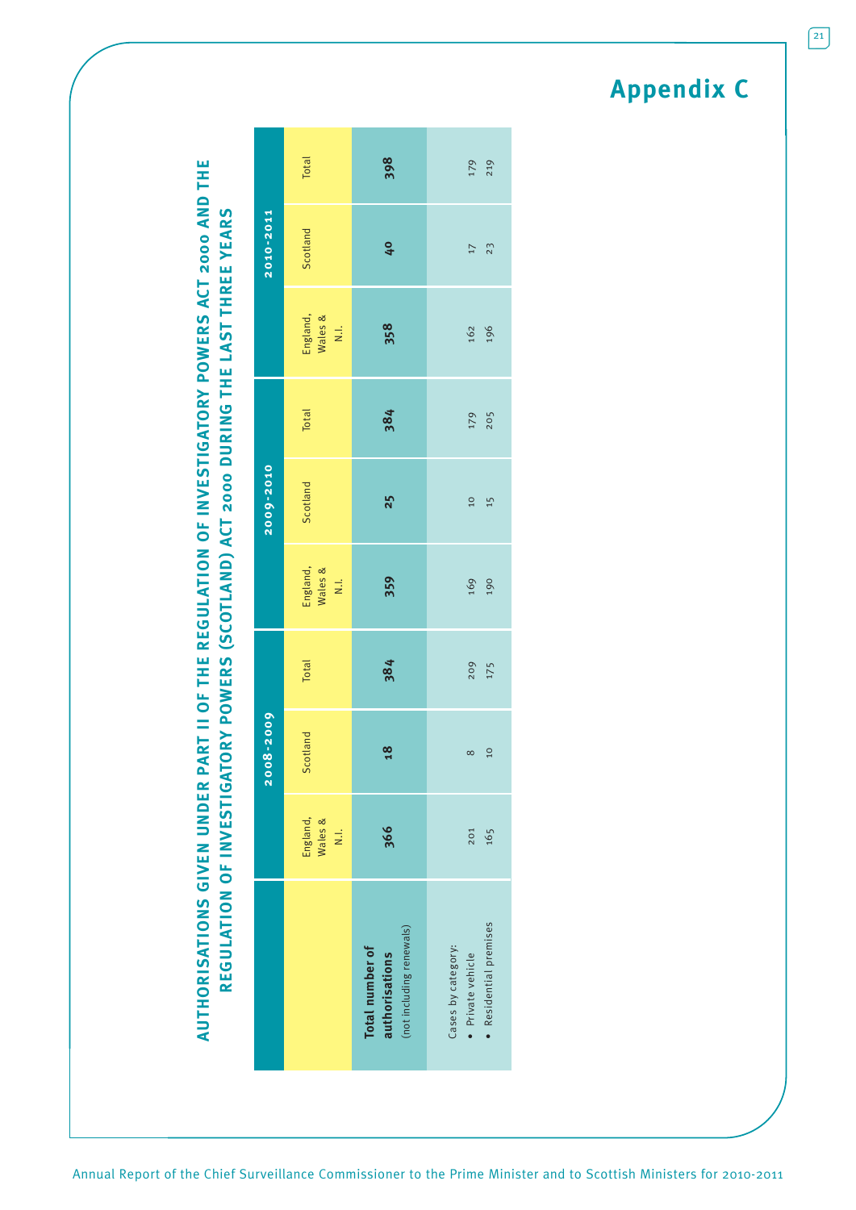# Appendix C

## AUTHORISATIONS GIVEN UNDER PART II OF THE REGULATION OF INVESTIGATORY POWERS ACT 2000 AND THE REGULATION OF INVESTIGATORY POWERS (SCOTLAND) ACT 2000 DURING THE LAST THREE YEARS

| | 2008-2009 | | | 2009-2010 | | | 2010-2011 | | |
|---|---|---|---|---|---|---|---|---|---|
| | England, Wales & N.I. | Scotland | Total | England, Wales & N.I. | Scotland | Total | England, Wales & N.I. | Scotland | Total |
| **Total number of authorisations** (not including renewals) | **366** | **18** | **384** | **359** | **25** | **384** | **358** | **40** | **398** |
| Cases by category: | | | | | | | | | |
| • Private vehicle | 201 | 8 | 209 | 169 | 10 | 179 | 162 | 17 | 179 |
| • Residential premises | 165 | 10 | 175 | 190 | 15 | 205 | 196 | 23 | 219 |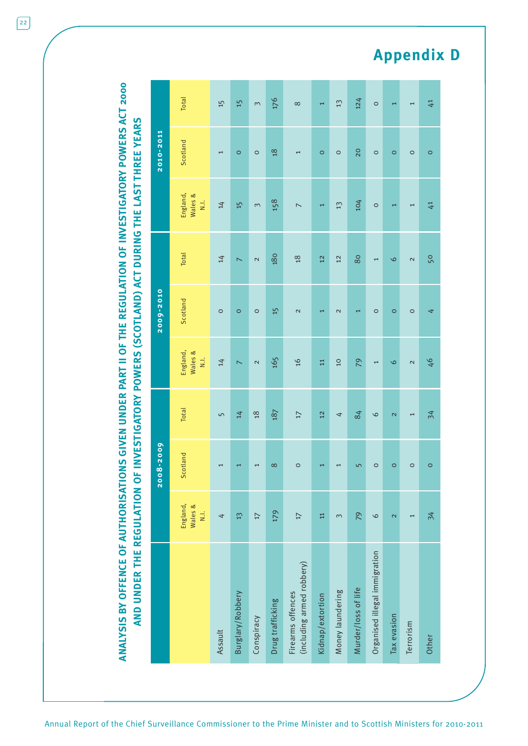# Appendix D

## ANALYSIS BY OFFENCE OF AUTHORISATIONS GIVEN UNDER PART II OF THE REGULATION OF INVESTIGATORY POWERS ACT 2000 AND UNDER THE REGULATION OF INVESTIGATORY POWERS (SCOTLAND) ACT DURING THE LAST THREE YEARS

| | 2008-2009 | | | 2009-2010 | | | 2010-2011 | | |
|---|---|---|---|---|---|---|---|---|---|
| | England, Wales & N.I. | Scotland | Total | England, Wales & N.I. | Scotland | Total | England, Wales & N.I. | Scotland | Total |
| Assault | 4 | 1 | 5 | 14 | 0 | 14 | 14 | 1 | 15 |
| Burglary/Robbery | 13 | 1 | 14 | 7 | 0 | 7 | 15 | 0 | 15 |
| Conspiracy | 17 | 1 | 18 | 2 | 0 | 2 | 3 | 0 | 3 |
| Drug trafficking | 179 | 8 | 187 | 165 | 15 | 180 | 158 | 18 | 176 |
| Firearms offences (including armed robbery) | 17 | 0 | 17 | 16 | 2 | 18 | 7 | 1 | 8 |
| Kidnap/extortion | 11 | 1 | 12 | 11 | 1 | 12 | 1 | 0 | 1 |
| Money laundering | 3 | 1 | 4 | 10 | 2 | 12 | 13 | 0 | 13 |
| Murder/loss of life | 79 | 5 | 84 | 79 | 1 | 80 | 104 | 20 | 124 |
| Organised illegal immigration | 6 | 0 | 6 | 1 | 0 | 1 | 0 | 0 | 0 |
| Tax evasion | 2 | 0 | 2 | 6 | 0 | 6 | 1 | 0 | 1 |
| Terrorism | 1 | 0 | 1 | 2 | 0 | 2 | 1 | 0 | 1 |
| Other | 34 | 0 | 34 | 46 | 4 | 50 | 41 | 0 | 41 |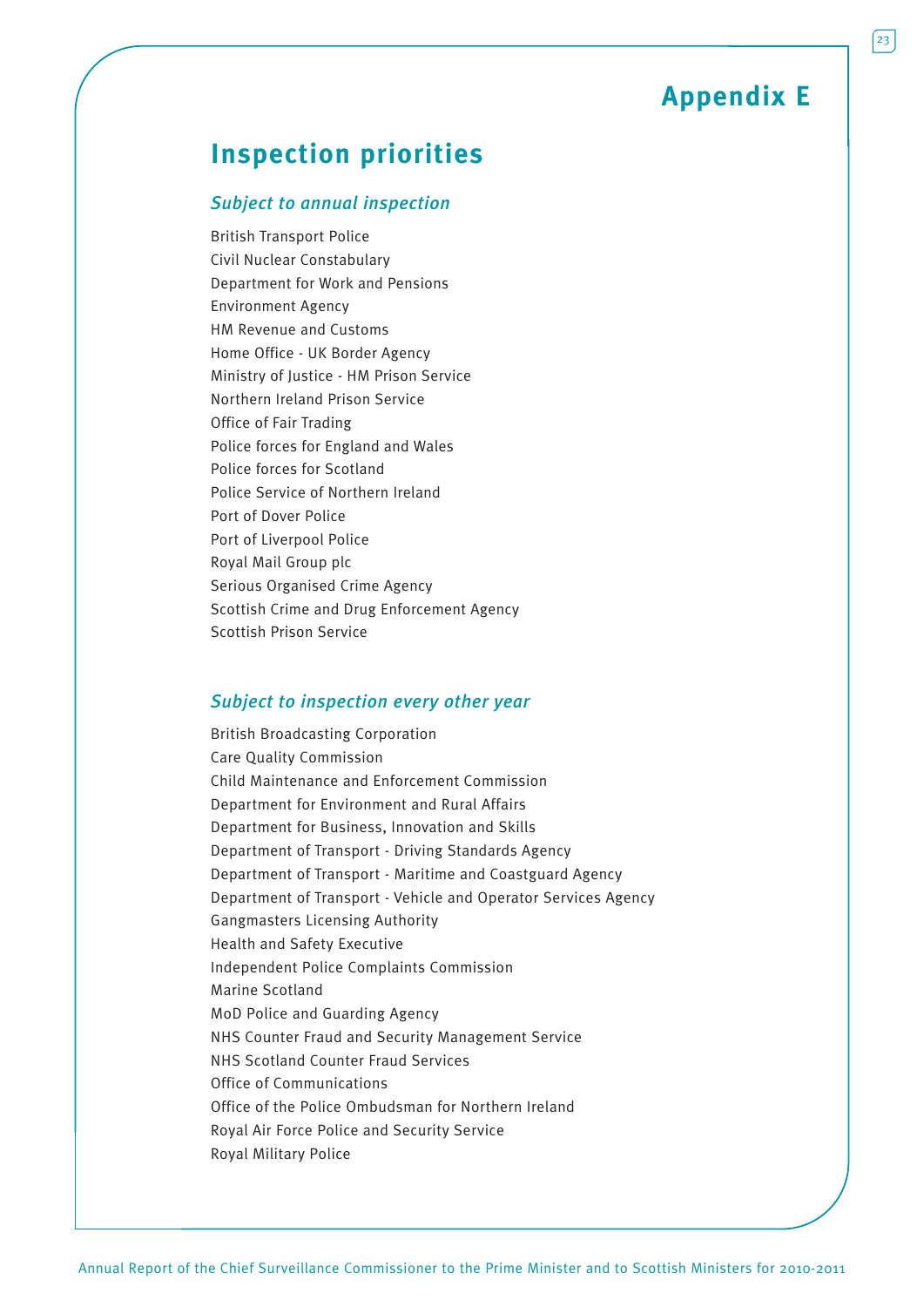# Appendix E

## Inspection priorities

### *Subject to annual inspection*

British Transport Police
Civil Nuclear Constabulary
Department for Work and Pensions
Environment Agency
HM Revenue and Customs
Home Office - UK Border Agency
Ministry of Justice - HM Prison Service
Northern Ireland Prison Service
Office of Fair Trading
Police forces for England and Wales
Police forces for Scotland
Police Service of Northern Ireland
Port of Dover Police
Port of Liverpool Police
Royal Mail Group plc
Serious Organised Crime Agency
Scottish Crime and Drug Enforcement Agency
Scottish Prison Service

### *Subject to inspection every other year*

British Broadcasting Corporation
Care Quality Commission
Child Maintenance and Enforcement Commission
Department for Environment and Rural Affairs
Department for Business, Innovation and Skills
Department of Transport - Driving Standards Agency
Department of Transport - Maritime and Coastguard Agency
Department of Transport - Vehicle and Operator Services Agency
Gangmasters Licensing Authority
Health and Safety Executive
Independent Police Complaints Commission
Marine Scotland
MoD Police and Guarding Agency
NHS Counter Fraud and Security Management Service
NHS Scotland Counter Fraud Services
Office of Communications
Office of the Police Ombudsman for Northern Ireland
Royal Air Force Police and Security Service
Royal Military Police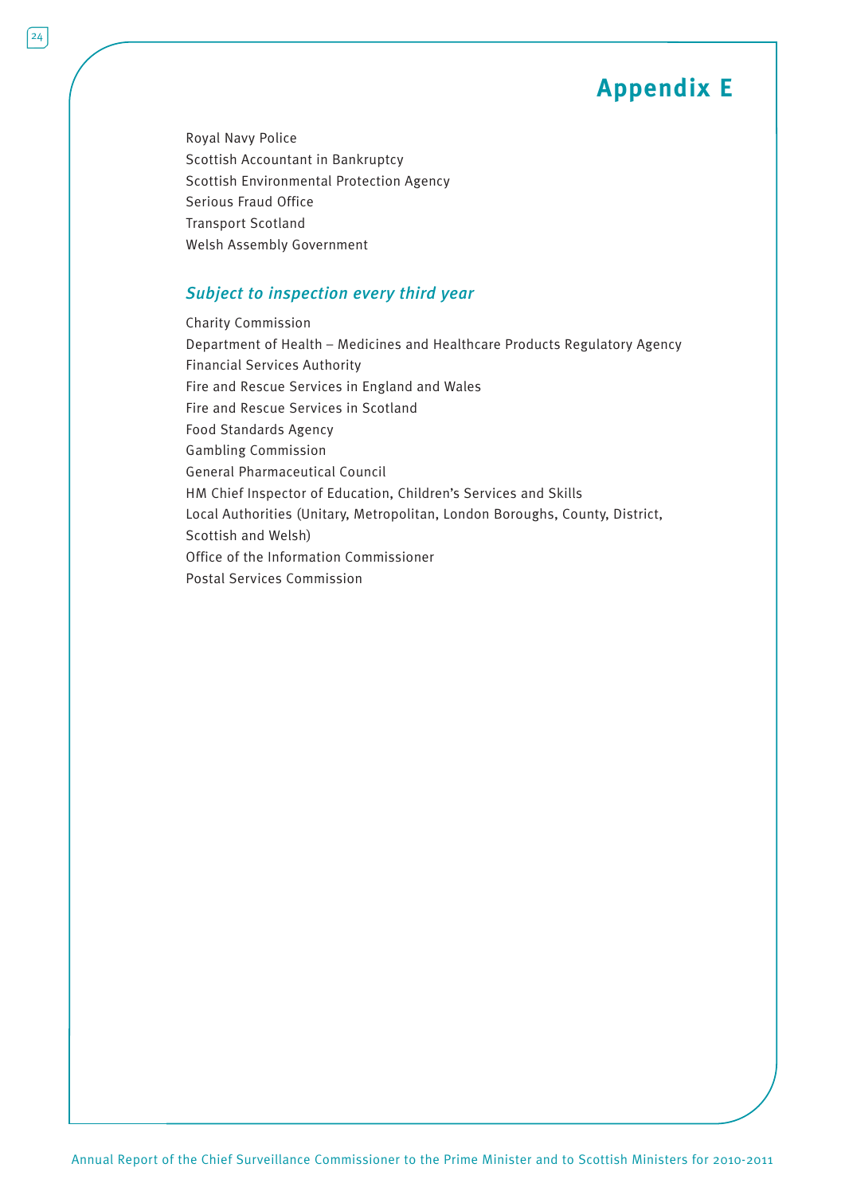# Appendix E

Royal Navy Police
Scottish Accountant in Bankruptcy
Scottish Environmental Protection Agency
Serious Fraud Office
Transport Scotland
Welsh Assembly Government

### *Subject to inspection every third year*

Charity Commission
Department of Health – Medicines and Healthcare Products Regulatory Agency
Financial Services Authority
Fire and Rescue Services in England and Wales
Fire and Rescue Services in Scotland
Food Standards Agency
Gambling Commission
General Pharmaceutical Council
HM Chief Inspector of Education, Children's Services and Skills
Local Authorities (Unitary, Metropolitan, London Boroughs, County, District, Scottish and Welsh)
Office of the Information Commissioner
Postal Services Commission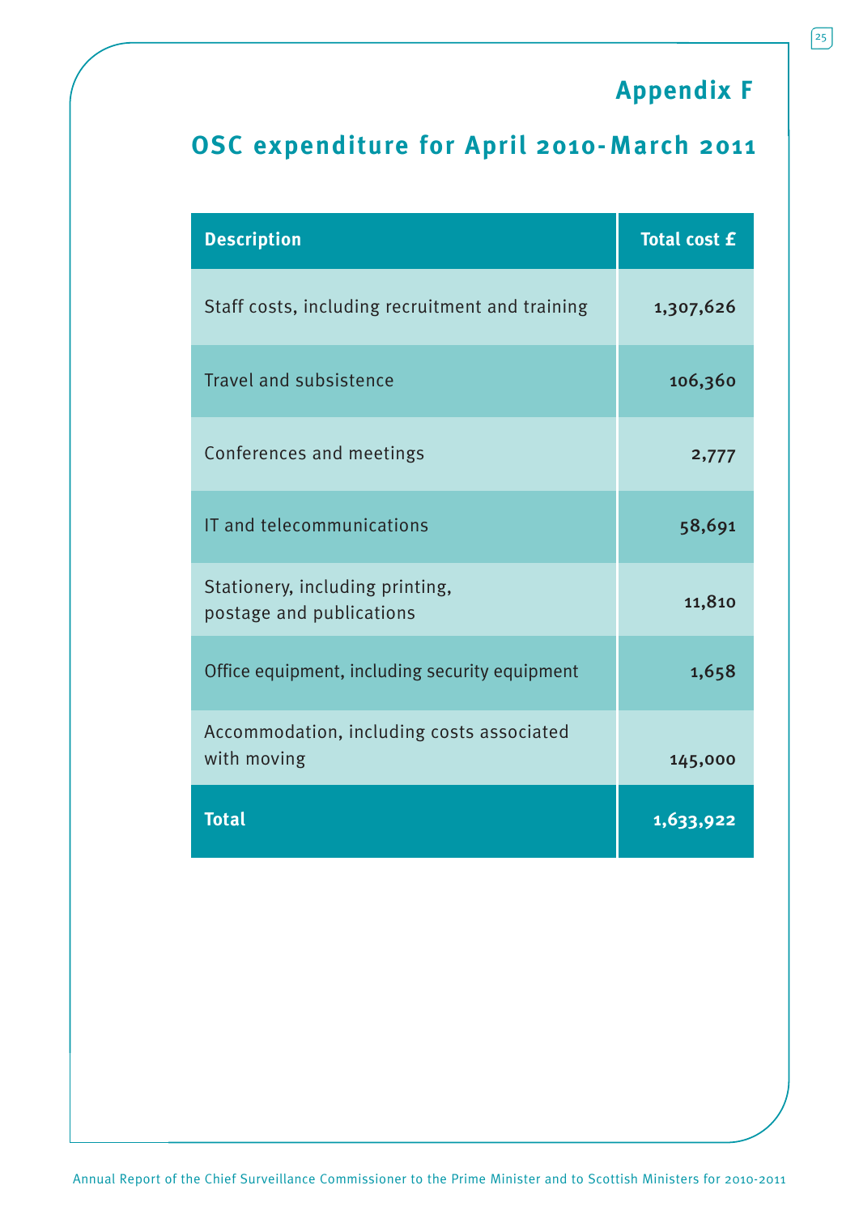# Appendix F

## OSC expenditure for April 2010-March 2011

| Description | Total cost £ |
|---|---|
| Staff costs, including recruitment and training | 1,307,626 |
| Travel and subsistence | 106,360 |
| Conferences and meetings | 2,777 |
| IT and telecommunications | 58,691 |
| Stationery, including printing, postage and publications | 11,810 |
| Office equipment, including security equipment | 1,658 |
| Accommodation, including costs associated with moving | 145,000 |
| **Total** | **1,633,922** |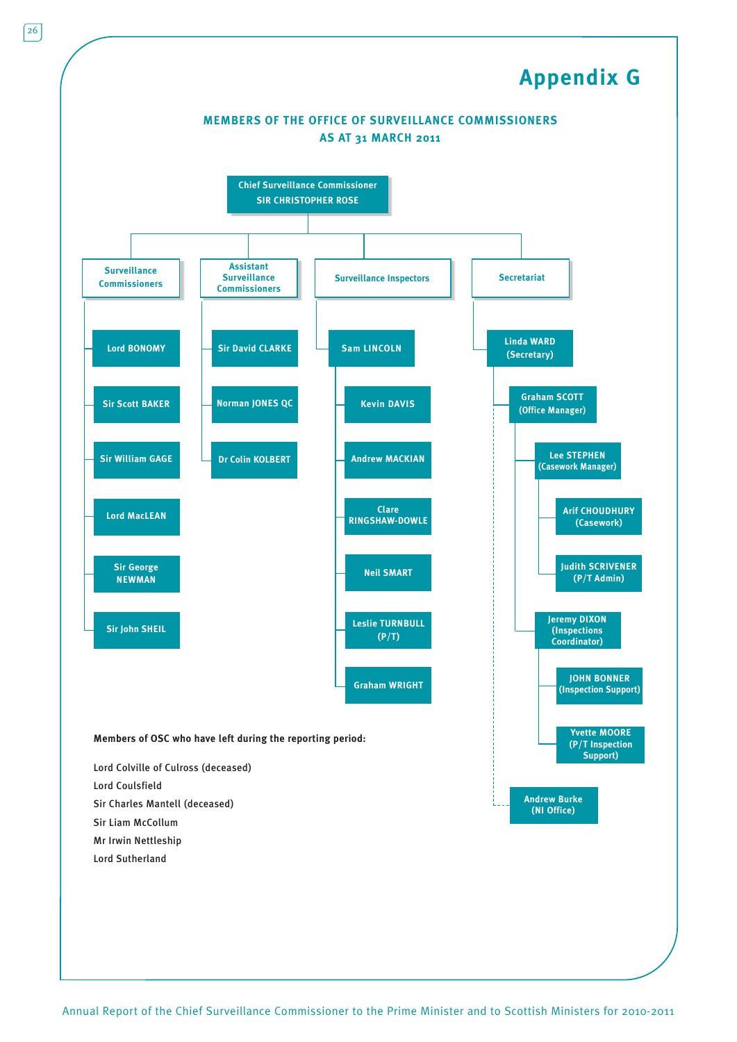# Appendix G

## MEMBERS OF THE OFFICE OF SURVEILLANCE COMMISSIONERS AS AT 31 MARCH 2011

**Chief Surveillance Commissioner**
**SIR CHRISTOPHER ROSE**

**Surveillance Commissioners**
- Lord BONOMY
- Sir Scott BAKER
- Sir William GAGE
- Lord MacLEAN
- Sir George NEWMAN
- Sir John SHEIL

**Assistant Surveillance Commissioners**
- Sir David CLARKE
- Norman JONES QC
- Dr Colin KOLBERT

**Surveillance Inspectors**
- Sam LINCOLN
  - Kevin DAVIS
  - Andrew MACKIAN
  - Clare RINGSHAW-DOWLE
  - Neil SMART
  - Leslie TURNBULL (P/T)
  - Graham WRIGHT

**Secretariat**
- Linda WARD (Secretary)
  - Graham SCOTT (Office Manager)
    - Lee STEPHEN (Casework Manager)
      - Arif CHOUDHURY (Casework)
      - Judith SCRIVENER (P/T Admin)
    - Jeremy DIXON (Inspections Coordinator)
      - JOHN BONNER (Inspection Support)
      - Yvette MOORE (P/T Inspection Support)
  - Andrew Burke (NI Office)

**Members of OSC who have left during the reporting period:**

Lord Colville of Culross (deceased)
Lord Coulsfield
Sir Charles Mantell (deceased)
Sir Liam McCollum
Mr Irwin Nettleship
Lord Sutherland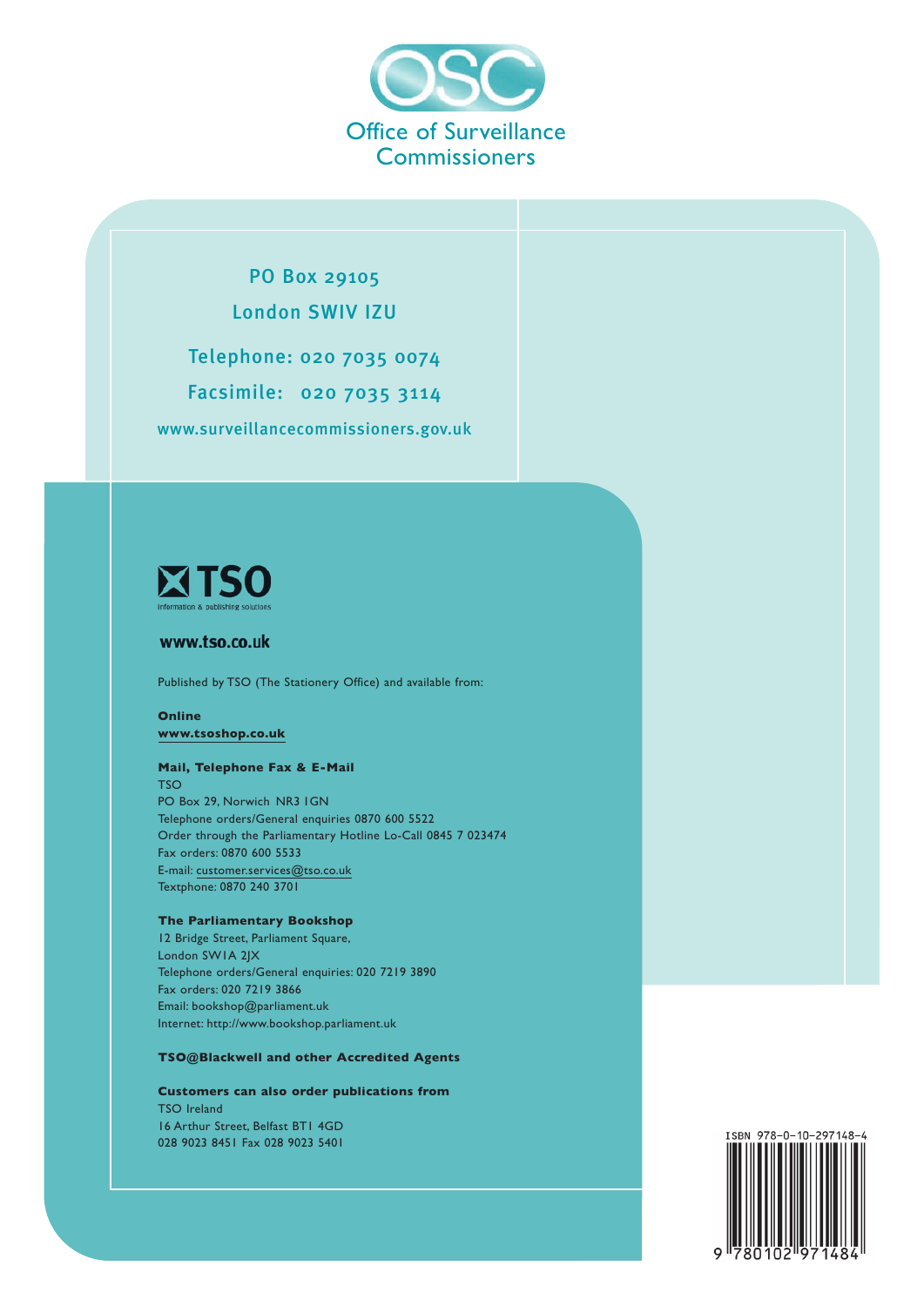OSC

Office of Surveillance Commissioners

PO Box 29105

London SWIV IZU

Telephone: 020 7035 0074

Facsimile: 020 7035 3114

www.surveillancecommissioners.gov.uk

TSO

information & publishing solutions

**www.tso.co.uk**

Published by TSO (The Stationery Office) and available from:

**Online**
**www.tsoshop.co.uk**

**Mail, Telephone Fax & E-Mail**
TSO
PO Box 29, Norwich NR3 1GN
Telephone orders/General enquiries 0870 600 5522
Order through the Parliamentary Hotline Lo-Call 0845 7 023474
Fax orders: 0870 600 5533
E-mail: customer.services@tso.co.uk
Textphone: 0870 240 3701

**The Parliamentary Bookshop**
12 Bridge Street, Parliament Square,
London SW1A 2JX
Telephone orders/General enquiries: 020 7219 3890
Fax orders: 020 7219 3866
Email: bookshop@parliament.uk
Internet: http://www.bookshop.parliament.uk

**TSO@Blackwell and other Accredited Agents**

**Customers can also order publications from**
TSO Ireland
16 Arthur Street, Belfast BT1 4GD
028 9023 8451 Fax 028 9023 5401

ISBN 978-0-10-297148-4

9 780102 971484